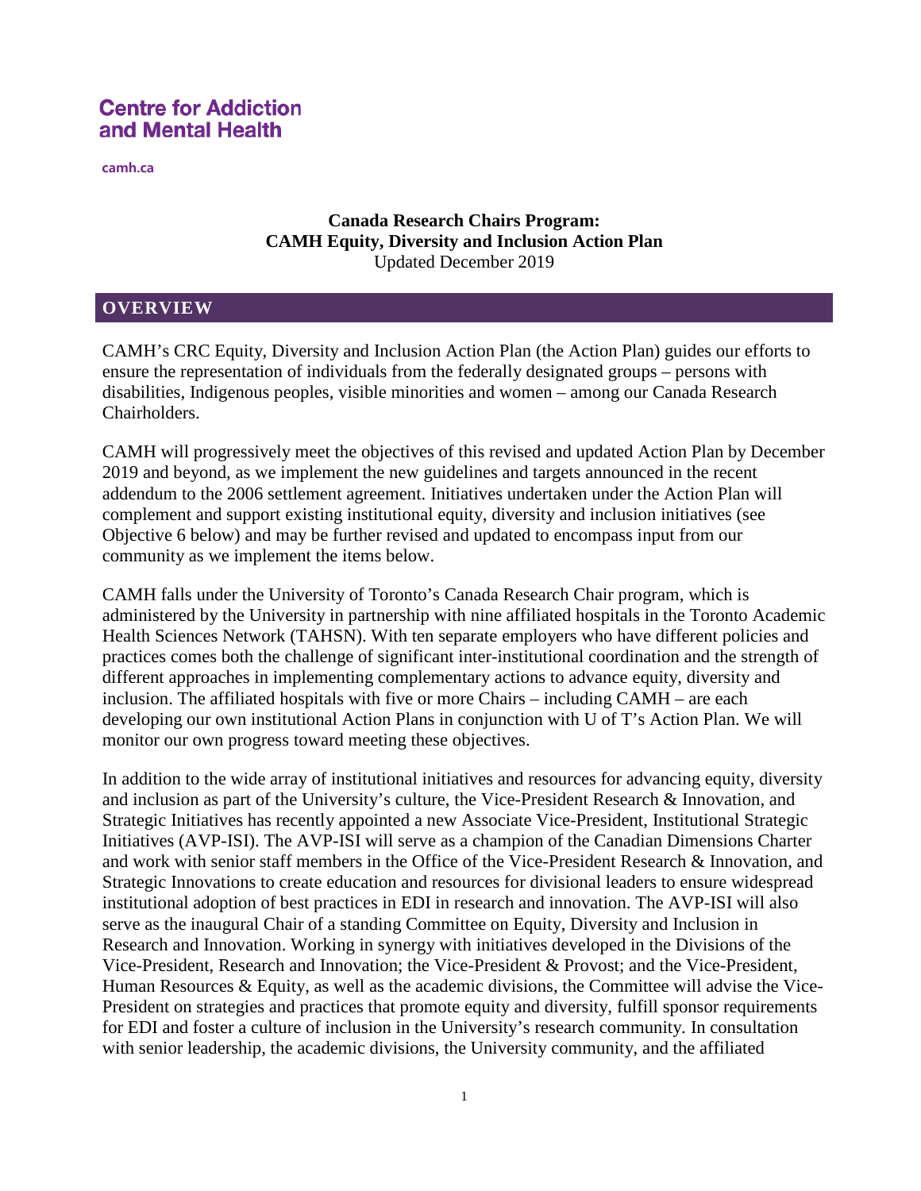**Centre for Addiction and Mental Health**

camh.ca

**Canada Research Chairs Program:**
**CAMH Equity, Diversity and Inclusion Action Plan**
Updated December 2019

## OVERVIEW

CAMH's CRC Equity, Diversity and Inclusion Action Plan (the Action Plan) guides our efforts to ensure the representation of individuals from the federally designated groups – persons with disabilities, Indigenous peoples, visible minorities and women – among our Canada Research Chairholders.

CAMH will progressively meet the objectives of this revised and updated Action Plan by December 2019 and beyond, as we implement the new guidelines and targets announced in the recent addendum to the 2006 settlement agreement. Initiatives undertaken under the Action Plan will complement and support existing institutional equity, diversity and inclusion initiatives (see Objective 6 below) and may be further revised and updated to encompass input from our community as we implement the items below.

CAMH falls under the University of Toronto's Canada Research Chair program, which is administered by the University in partnership with nine affiliated hospitals in the Toronto Academic Health Sciences Network (TAHSN). With ten separate employers who have different policies and practices comes both the challenge of significant inter-institutional coordination and the strength of different approaches in implementing complementary actions to advance equity, diversity and inclusion. The affiliated hospitals with five or more Chairs – including CAMH – are each developing our own institutional Action Plans in conjunction with U of T's Action Plan. We will monitor our own progress toward meeting these objectives.

In addition to the wide array of institutional initiatives and resources for advancing equity, diversity and inclusion as part of the University's culture, the Vice-President Research & Innovation, and Strategic Initiatives has recently appointed a new Associate Vice-President, Institutional Strategic Initiatives (AVP-ISI). The AVP-ISI will serve as a champion of the Canadian Dimensions Charter and work with senior staff members in the Office of the Vice-President Research & Innovation, and Strategic Innovations to create education and resources for divisional leaders to ensure widespread institutional adoption of best practices in EDI in research and innovation. The AVP-ISI will also serve as the inaugural Chair of a standing Committee on Equity, Diversity and Inclusion in Research and Innovation. Working in synergy with initiatives developed in the Divisions of the Vice-President, Research and Innovation; the Vice-President & Provost; and the Vice-President, Human Resources & Equity, as well as the academic divisions, the Committee will advise the Vice-President on strategies and practices that promote equity and diversity, fulfill sponsor requirements for EDI and foster a culture of inclusion in the University's research community. In consultation with senior leadership, the academic divisions, the University community, and the affiliated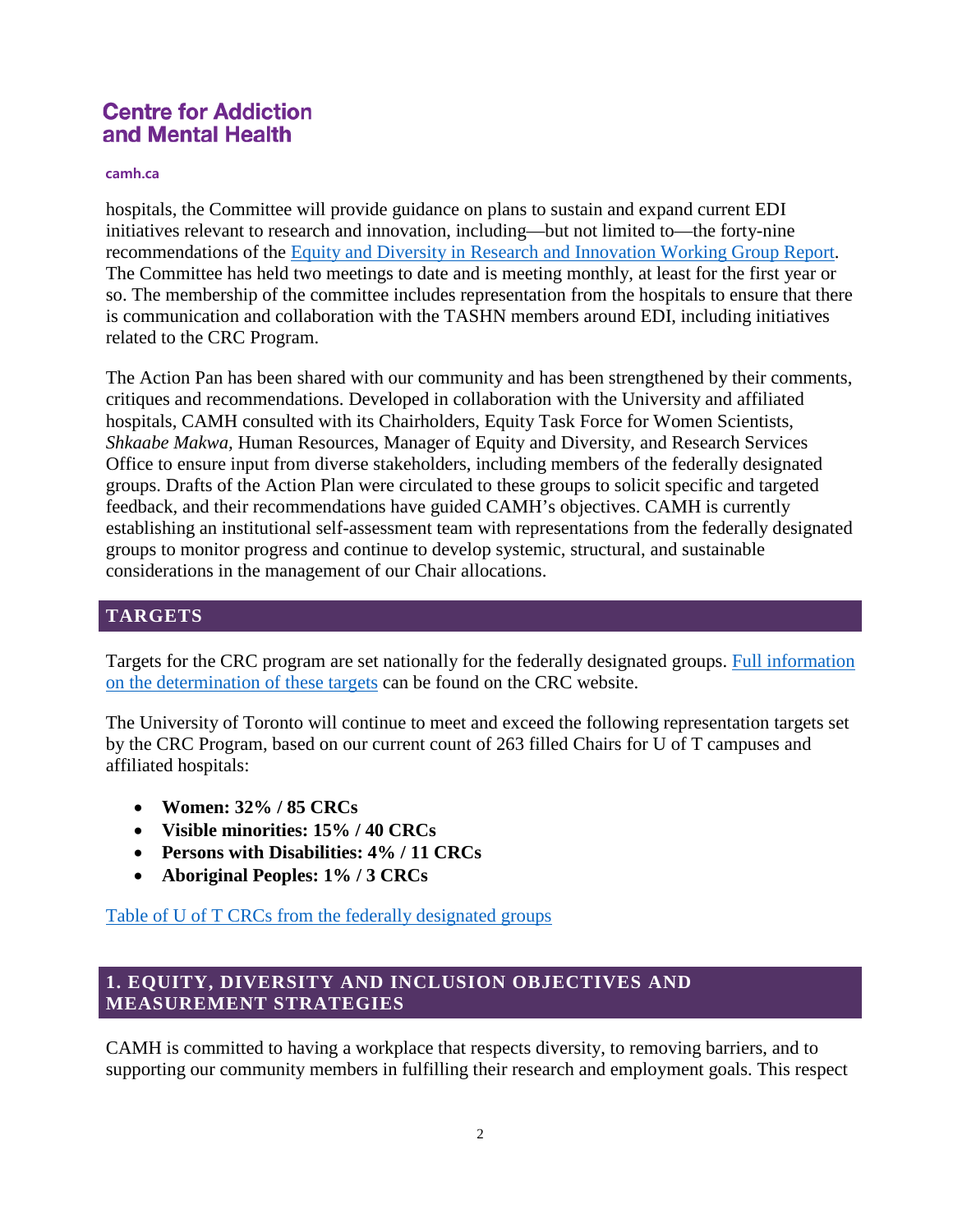hospitals, the Committee will provide guidance on plans to sustain and expand current EDI initiatives relevant to research and innovation, including—but not limited to—the forty-nine recommendations of the [Equity and Diversity in Research and Innovation Working Group Report](). The Committee has held two meetings to date and is meeting monthly, at least for the first year or so. The membership of the committee includes representation from the hospitals to ensure that there is communication and collaboration with the TASHN members around EDI, including initiatives related to the CRC Program.

The Action Pan has been shared with our community and has been strengthened by their comments, critiques and recommendations. Developed in collaboration with the University and affiliated hospitals, CAMH consulted with its Chairholders, Equity Task Force for Women Scientists, *Shkaabe Makwa,* Human Resources, Manager of Equity and Diversity, and Research Services Office to ensure input from diverse stakeholders, including members of the federally designated groups. Drafts of the Action Plan were circulated to these groups to solicit specific and targeted feedback, and their recommendations have guided CAMH's objectives. CAMH is currently establishing an institutional self-assessment team with representations from the federally designated groups to monitor progress and continue to develop systemic, structural, and sustainable considerations in the management of our Chair allocations.

## TARGETS

Targets for the CRC program are set nationally for the federally designated groups. [Full information on the determination of these targets]() can be found on the CRC website.

The University of Toronto will continue to meet and exceed the following representation targets set by the CRC Program, based on our current count of 263 filled Chairs for U of T campuses and affiliated hospitals:

- **Women: 32% / 85 CRCs**
- **Visible minorities: 15% / 40 CRCs**
- **Persons with Disabilities: 4% / 11 CRCs**
- **Aboriginal Peoples: 1% / 3 CRCs**

[Table of U of T CRCs from the federally designated groups]()

## 1. EQUITY, DIVERSITY AND INCLUSION OBJECTIVES AND MEASUREMENT STRATEGIES

CAMH is committed to having a workplace that respects diversity, to removing barriers, and to supporting our community members in fulfilling their research and employment goals. This respect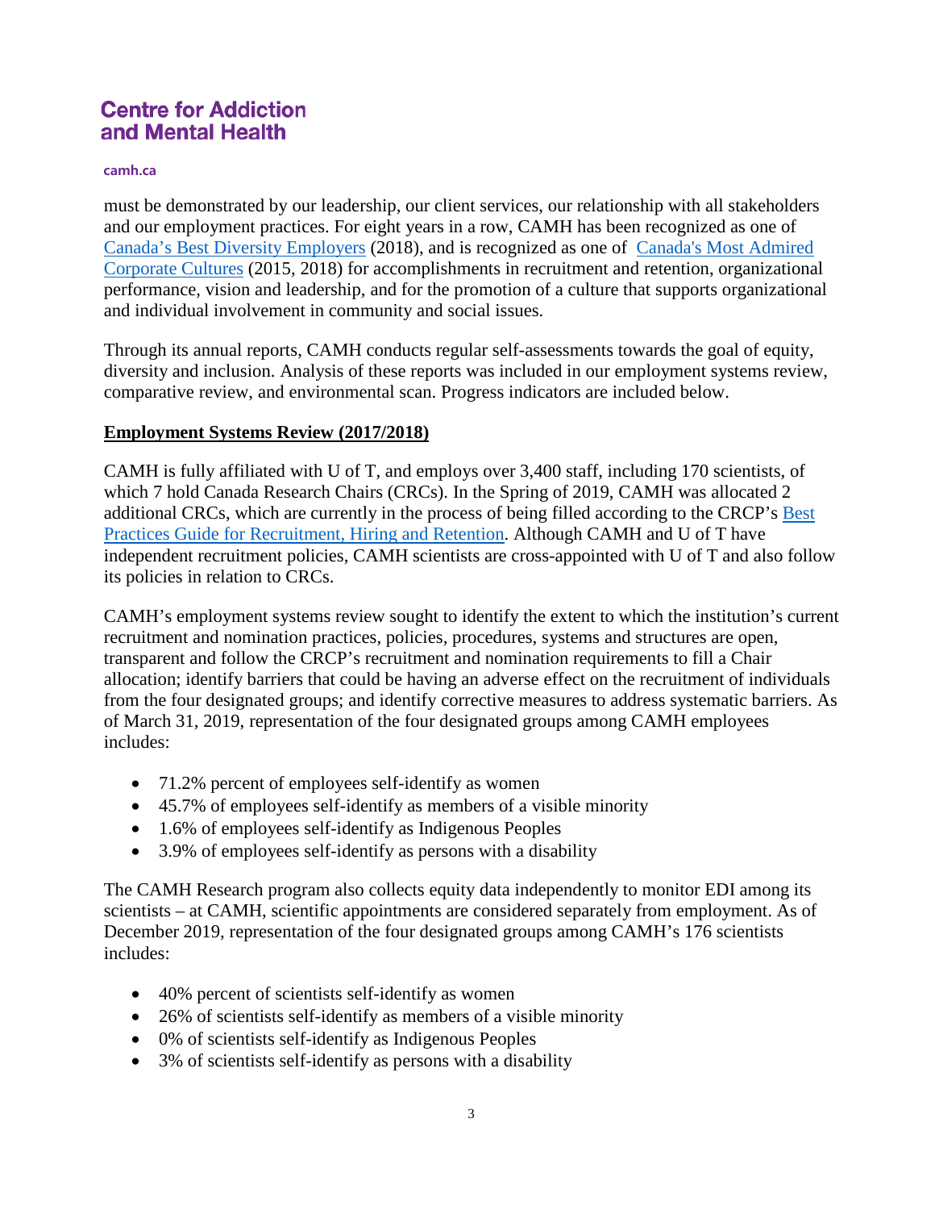must be demonstrated by our leadership, our client services, our relationship with all stakeholders and our employment practices. For eight years in a row, CAMH has been recognized as one of Canada's Best Diversity Employers (2018), and is recognized as one of Canada's Most Admired Corporate Cultures (2015, 2018) for accomplishments in recruitment and retention, organizational performance, vision and leadership, and for the promotion of a culture that supports organizational and individual involvement in community and social issues.

Through its annual reports, CAMH conducts regular self-assessments towards the goal of equity, diversity and inclusion. Analysis of these reports was included in our employment systems review, comparative review, and environmental scan. Progress indicators are included below.

**Employment Systems Review (2017/2018)**

CAMH is fully affiliated with U of T, and employs over 3,400 staff, including 170 scientists, of which 7 hold Canada Research Chairs (CRCs). In the Spring of 2019, CAMH was allocated 2 additional CRCs, which are currently in the process of being filled according to the CRCP's Best Practices Guide for Recruitment, Hiring and Retention. Although CAMH and U of T have independent recruitment policies, CAMH scientists are cross-appointed with U of T and also follow its policies in relation to CRCs.

CAMH's employment systems review sought to identify the extent to which the institution's current recruitment and nomination practices, policies, procedures, systems and structures are open, transparent and follow the CRCP's recruitment and nomination requirements to fill a Chair allocation; identify barriers that could be having an adverse effect on the recruitment of individuals from the four designated groups; and identify corrective measures to address systematic barriers. As of March 31, 2019, representation of the four designated groups among CAMH employees includes:

- 71.2% percent of employees self-identify as women
- 45.7% of employees self-identify as members of a visible minority
- 1.6% of employees self-identify as Indigenous Peoples
- 3.9% of employees self-identify as persons with a disability

The CAMH Research program also collects equity data independently to monitor EDI among its scientists – at CAMH, scientific appointments are considered separately from employment. As of December 2019, representation of the four designated groups among CAMH's 176 scientists includes:

- 40% percent of scientists self-identify as women
- 26% of scientists self-identify as members of a visible minority
- 0% of scientists self-identify as Indigenous Peoples
- 3% of scientists self-identify as persons with a disability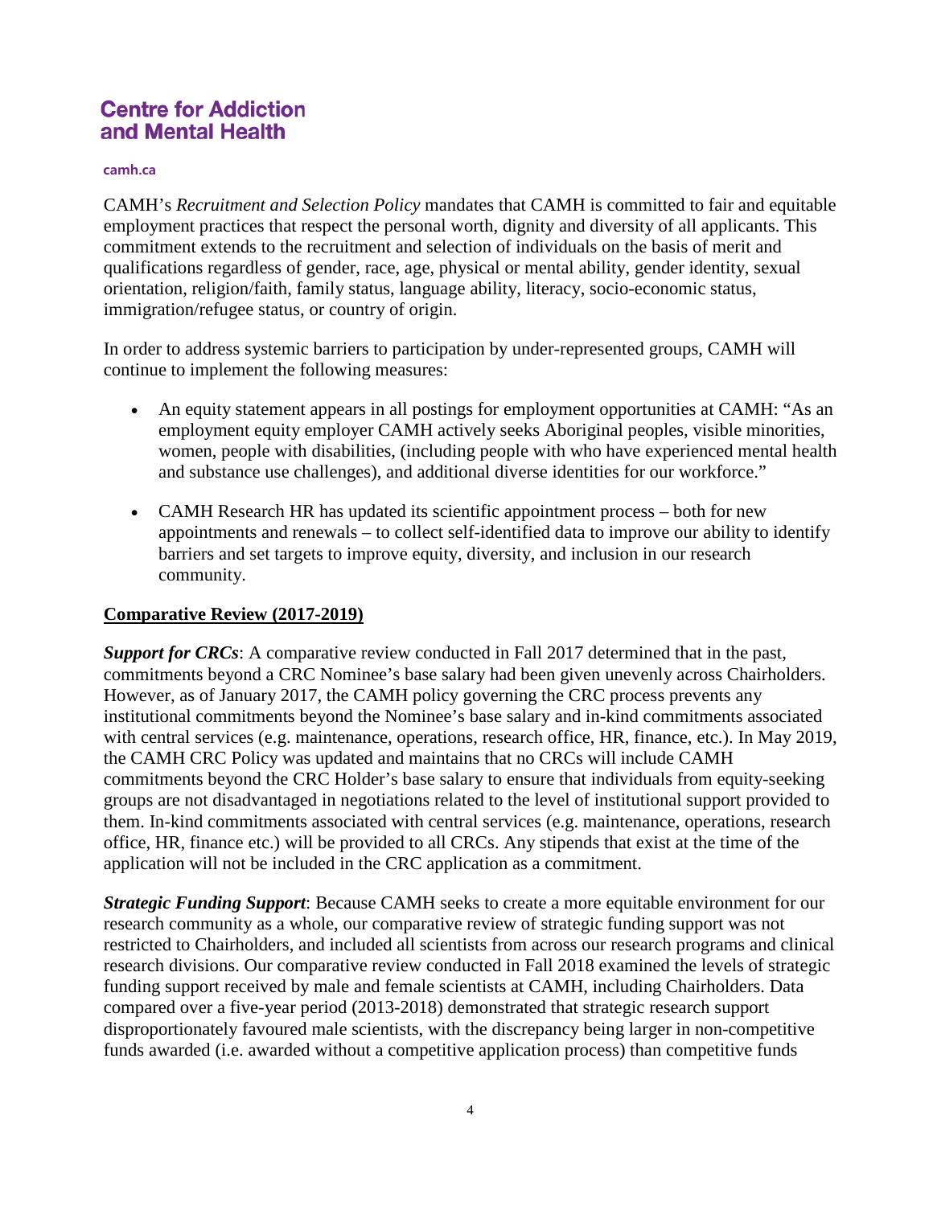CAMH's *Recruitment and Selection Policy* mandates that CAMH is committed to fair and equitable employment practices that respect the personal worth, dignity and diversity of all applicants. This commitment extends to the recruitment and selection of individuals on the basis of merit and qualifications regardless of gender, race, age, physical or mental ability, gender identity, sexual orientation, religion/faith, family status, language ability, literacy, socio-economic status, immigration/refugee status, or country of origin.

In order to address systemic barriers to participation by under-represented groups, CAMH will continue to implement the following measures:

- An equity statement appears in all postings for employment opportunities at CAMH: "As an employment equity employer CAMH actively seeks Aboriginal peoples, visible minorities, women, people with disabilities, (including people with who have experienced mental health and substance use challenges), and additional diverse identities for our workforce."
- CAMH Research HR has updated its scientific appointment process – both for new appointments and renewals – to collect self-identified data to improve our ability to identify barriers and set targets to improve equity, diversity, and inclusion in our research community.

## Comparative Review (2017-2019)

***Support for CRCs***: A comparative review conducted in Fall 2017 determined that in the past, commitments beyond a CRC Nominee's base salary had been given unevenly across Chairholders. However, as of January 2017, the CAMH policy governing the CRC process prevents any institutional commitments beyond the Nominee's base salary and in-kind commitments associated with central services (e.g. maintenance, operations, research office, HR, finance, etc.). In May 2019, the CAMH CRC Policy was updated and maintains that no CRCs will include CAMH commitments beyond the CRC Holder's base salary to ensure that individuals from equity-seeking groups are not disadvantaged in negotiations related to the level of institutional support provided to them. In-kind commitments associated with central services (e.g. maintenance, operations, research office, HR, finance etc.) will be provided to all CRCs. Any stipends that exist at the time of the application will not be included in the CRC application as a commitment.

***Strategic Funding Support***: Because CAMH seeks to create a more equitable environment for our research community as a whole, our comparative review of strategic funding support was not restricted to Chairholders, and included all scientists from across our research programs and clinical research divisions. Our comparative review conducted in Fall 2018 examined the levels of strategic funding support received by male and female scientists at CAMH, including Chairholders. Data compared over a five-year period (2013-2018) demonstrated that strategic research support disproportionately favoured male scientists, with the discrepancy being larger in non-competitive funds awarded (i.e. awarded without a competitive application process) than competitive funds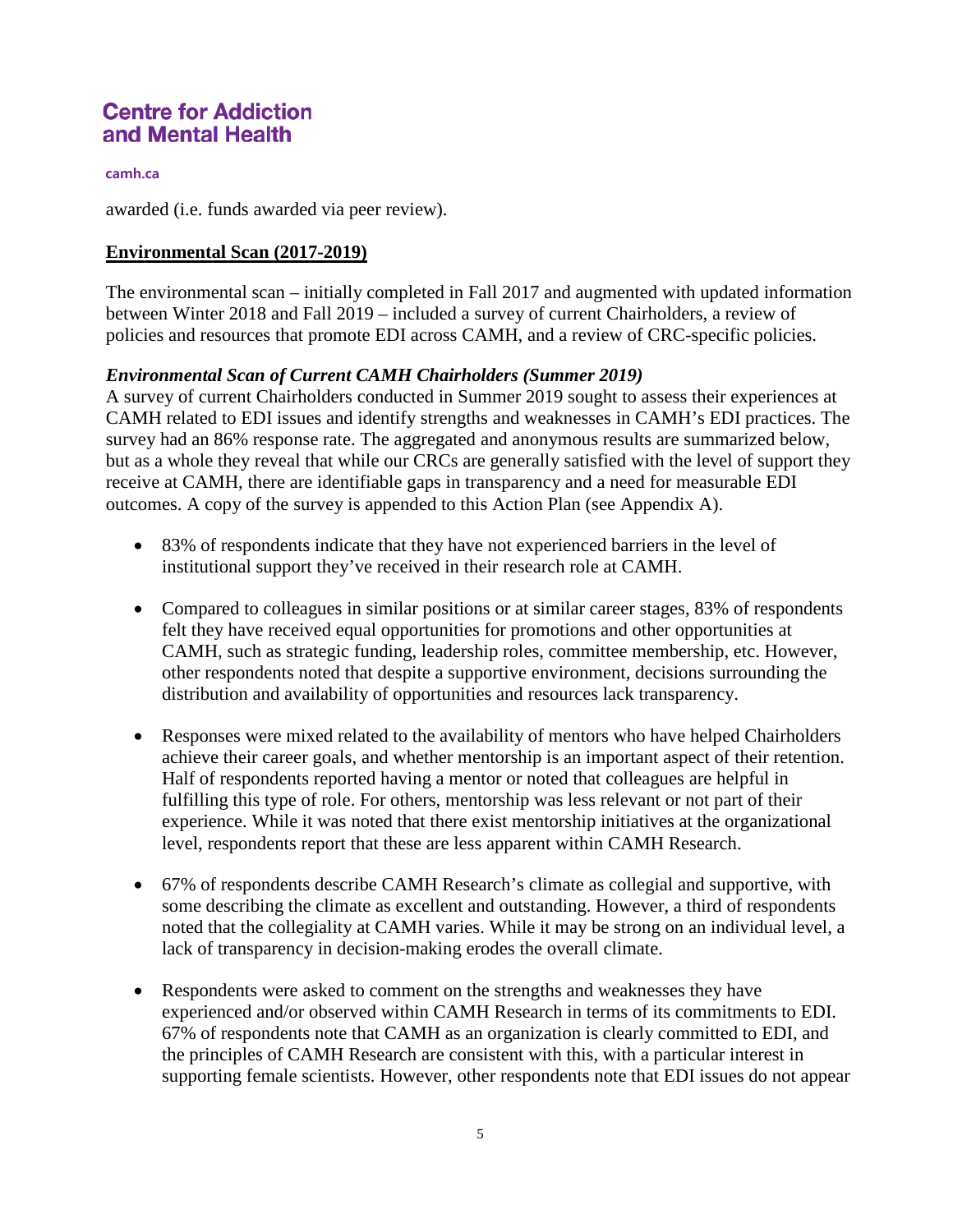awarded (i.e. funds awarded via peer review).

## Environmental Scan (2017-2019)

The environmental scan – initially completed in Fall 2017 and augmented with updated information between Winter 2018 and Fall 2019 – included a survey of current Chairholders, a review of policies and resources that promote EDI across CAMH, and a review of CRC-specific policies.

### *Environmental Scan of Current CAMH Chairholders (Summer 2019)*

A survey of current Chairholders conducted in Summer 2019 sought to assess their experiences at CAMH related to EDI issues and identify strengths and weaknesses in CAMH's EDI practices. The survey had an 86% response rate. The aggregated and anonymous results are summarized below, but as a whole they reveal that while our CRCs are generally satisfied with the level of support they receive at CAMH, there are identifiable gaps in transparency and a need for measurable EDI outcomes. A copy of the survey is appended to this Action Plan (see Appendix A).

- 83% of respondents indicate that they have not experienced barriers in the level of institutional support they've received in their research role at CAMH.

- Compared to colleagues in similar positions or at similar career stages, 83% of respondents felt they have received equal opportunities for promotions and other opportunities at CAMH, such as strategic funding, leadership roles, committee membership, etc. However, other respondents noted that despite a supportive environment, decisions surrounding the distribution and availability of opportunities and resources lack transparency.

- Responses were mixed related to the availability of mentors who have helped Chairholders achieve their career goals, and whether mentorship is an important aspect of their retention. Half of respondents reported having a mentor or noted that colleagues are helpful in fulfilling this type of role. For others, mentorship was less relevant or not part of their experience. While it was noted that there exist mentorship initiatives at the organizational level, respondents report that these are less apparent within CAMH Research.

- 67% of respondents describe CAMH Research's climate as collegial and supportive, with some describing the climate as excellent and outstanding. However, a third of respondents noted that the collegiality at CAMH varies. While it may be strong on an individual level, a lack of transparency in decision-making erodes the overall climate.

- Respondents were asked to comment on the strengths and weaknesses they have experienced and/or observed within CAMH Research in terms of its commitments to EDI. 67% of respondents note that CAMH as an organization is clearly committed to EDI, and the principles of CAMH Research are consistent with this, with a particular interest in supporting female scientists. However, other respondents note that EDI issues do not appear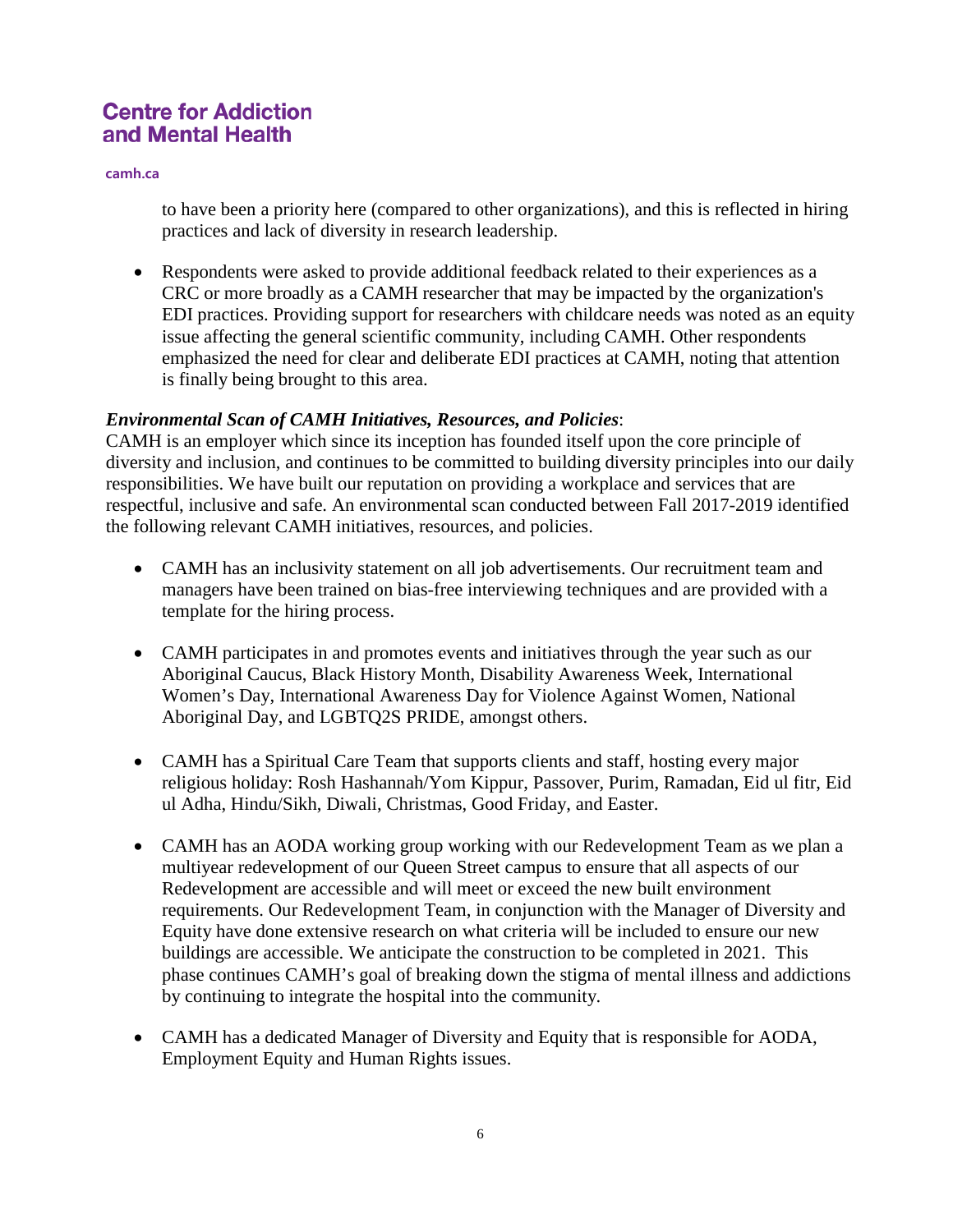to have been a priority here (compared to other organizations), and this is reflected in hiring practices and lack of diversity in research leadership.

- Respondents were asked to provide additional feedback related to their experiences as a CRC or more broadly as a CAMH researcher that may be impacted by the organization's EDI practices. Providing support for researchers with childcare needs was noted as an equity issue affecting the general scientific community, including CAMH. Other respondents emphasized the need for clear and deliberate EDI practices at CAMH, noting that attention is finally being brought to this area.

***Environmental Scan of CAMH Initiatives, Resources, and Policies***:

CAMH is an employer which since its inception has founded itself upon the core principle of diversity and inclusion, and continues to be committed to building diversity principles into our daily responsibilities. We have built our reputation on providing a workplace and services that are respectful, inclusive and safe. An environmental scan conducted between Fall 2017-2019 identified the following relevant CAMH initiatives, resources, and policies.

- CAMH has an inclusivity statement on all job advertisements. Our recruitment team and managers have been trained on bias-free interviewing techniques and are provided with a template for the hiring process.

- CAMH participates in and promotes events and initiatives through the year such as our Aboriginal Caucus, Black History Month, Disability Awareness Week, International Women's Day, International Awareness Day for Violence Against Women, National Aboriginal Day, and LGBTQ2S PRIDE, amongst others.

- CAMH has a Spiritual Care Team that supports clients and staff, hosting every major religious holiday: Rosh Hashannah/Yom Kippur, Passover, Purim, Ramadan, Eid ul fitr, Eid ul Adha, Hindu/Sikh, Diwali, Christmas, Good Friday, and Easter.

- CAMH has an AODA working group working with our Redevelopment Team as we plan a multiyear redevelopment of our Queen Street campus to ensure that all aspects of our Redevelopment are accessible and will meet or exceed the new built environment requirements. Our Redevelopment Team, in conjunction with the Manager of Diversity and Equity have done extensive research on what criteria will be included to ensure our new buildings are accessible. We anticipate the construction to be completed in 2021. This phase continues CAMH's goal of breaking down the stigma of mental illness and addictions by continuing to integrate the hospital into the community.

- CAMH has a dedicated Manager of Diversity and Equity that is responsible for AODA, Employment Equity and Human Rights issues.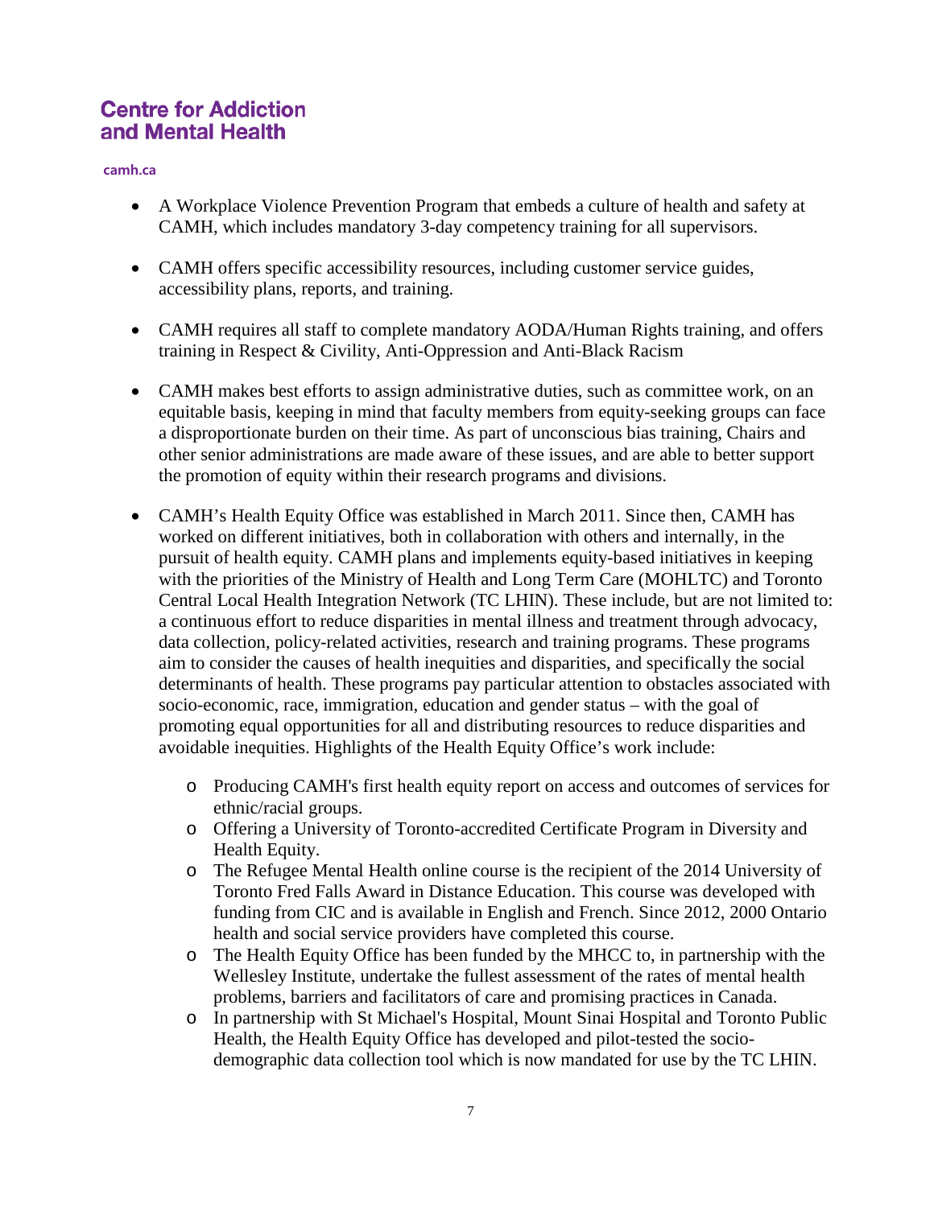- A Workplace Violence Prevention Program that embeds a culture of health and safety at CAMH, which includes mandatory 3-day competency training for all supervisors.

- CAMH offers specific accessibility resources, including customer service guides, accessibility plans, reports, and training.

- CAMH requires all staff to complete mandatory AODA/Human Rights training, and offers training in Respect & Civility, Anti-Oppression and Anti-Black Racism

- CAMH makes best efforts to assign administrative duties, such as committee work, on an equitable basis, keeping in mind that faculty members from equity-seeking groups can face a disproportionate burden on their time. As part of unconscious bias training, Chairs and other senior administrations are made aware of these issues, and are able to better support the promotion of equity within their research programs and divisions.

- CAMH's Health Equity Office was established in March 2011. Since then, CAMH has worked on different initiatives, both in collaboration with others and internally, in the pursuit of health equity. CAMH plans and implements equity-based initiatives in keeping with the priorities of the Ministry of Health and Long Term Care (MOHLTC) and Toronto Central Local Health Integration Network (TC LHIN). These include, but are not limited to: a continuous effort to reduce disparities in mental illness and treatment through advocacy, data collection, policy-related activities, research and training programs. These programs aim to consider the causes of health inequities and disparities, and specifically the social determinants of health. These programs pay particular attention to obstacles associated with socio-economic, race, immigration, education and gender status – with the goal of promoting equal opportunities for all and distributing resources to reduce disparities and avoidable inequities. Highlights of the Health Equity Office's work include:
  - Producing CAMH's first health equity report on access and outcomes of services for ethnic/racial groups.
  - Offering a University of Toronto-accredited Certificate Program in Diversity and Health Equity.
  - The Refugee Mental Health online course is the recipient of the 2014 University of Toronto Fred Falls Award in Distance Education. This course was developed with funding from CIC and is available in English and French. Since 2012, 2000 Ontario health and social service providers have completed this course.
  - The Health Equity Office has been funded by the MHCC to, in partnership with the Wellesley Institute, undertake the fullest assessment of the rates of mental health problems, barriers and facilitators of care and promising practices in Canada.
  - In partnership with St Michael's Hospital, Mount Sinai Hospital and Toronto Public Health, the Health Equity Office has developed and pilot-tested the socio-demographic data collection tool which is now mandated for use by the TC LHIN.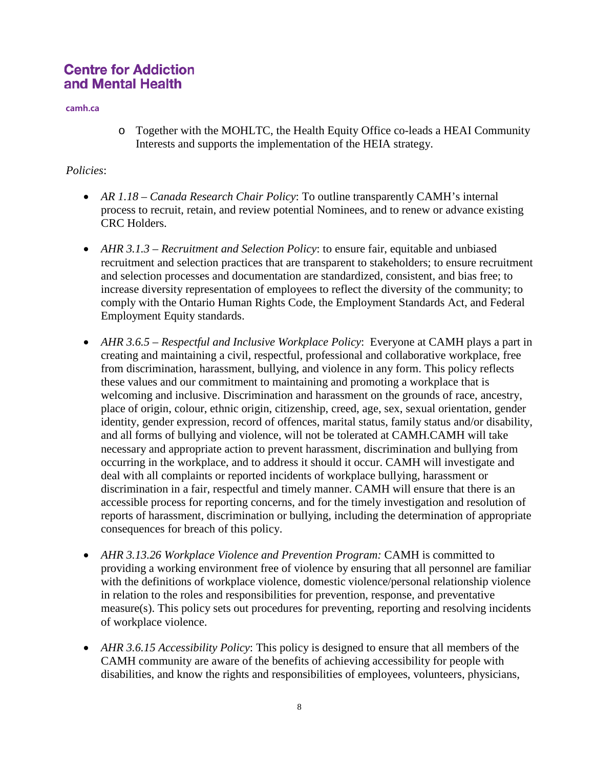- Together with the MOHLTC, the Health Equity Office co-leads a HEAI Community Interests and supports the implementation of the HEIA strategy.

*Policies*:

- *AR 1.18 – Canada Research Chair Policy*: To outline transparently CAMH's internal process to recruit, retain, and review potential Nominees, and to renew or advance existing CRC Holders.

- *AHR 3.1.3 – Recruitment and Selection Policy*: to ensure fair, equitable and unbiased recruitment and selection practices that are transparent to stakeholders; to ensure recruitment and selection processes and documentation are standardized, consistent, and bias free; to increase diversity representation of employees to reflect the diversity of the community; to comply with the Ontario Human Rights Code, the Employment Standards Act, and Federal Employment Equity standards.

- *AHR 3.6.5 – Respectful and Inclusive Workplace Policy*: Everyone at CAMH plays a part in creating and maintaining a civil, respectful, professional and collaborative workplace, free from discrimination, harassment, bullying, and violence in any form. This policy reflects these values and our commitment to maintaining and promoting a workplace that is welcoming and inclusive. Discrimination and harassment on the grounds of race, ancestry, place of origin, colour, ethnic origin, citizenship, creed, age, sex, sexual orientation, gender identity, gender expression, record of offences, marital status, family status and/or disability, and all forms of bullying and violence, will not be tolerated at CAMH.CAMH will take necessary and appropriate action to prevent harassment, discrimination and bullying from occurring in the workplace, and to address it should it occur. CAMH will investigate and deal with all complaints or reported incidents of workplace bullying, harassment or discrimination in a fair, respectful and timely manner. CAMH will ensure that there is an accessible process for reporting concerns, and for the timely investigation and resolution of reports of harassment, discrimination or bullying, including the determination of appropriate consequences for breach of this policy.

- *AHR 3.13.26 Workplace Violence and Prevention Program:* CAMH is committed to providing a working environment free of violence by ensuring that all personnel are familiar with the definitions of workplace violence, domestic violence/personal relationship violence in relation to the roles and responsibilities for prevention, response, and preventative measure(s). This policy sets out procedures for preventing, reporting and resolving incidents of workplace violence.

- *AHR 3.6.15 Accessibility Policy*: This policy is designed to ensure that all members of the CAMH community are aware of the benefits of achieving accessibility for people with disabilities, and know the rights and responsibilities of employees, volunteers, physicians,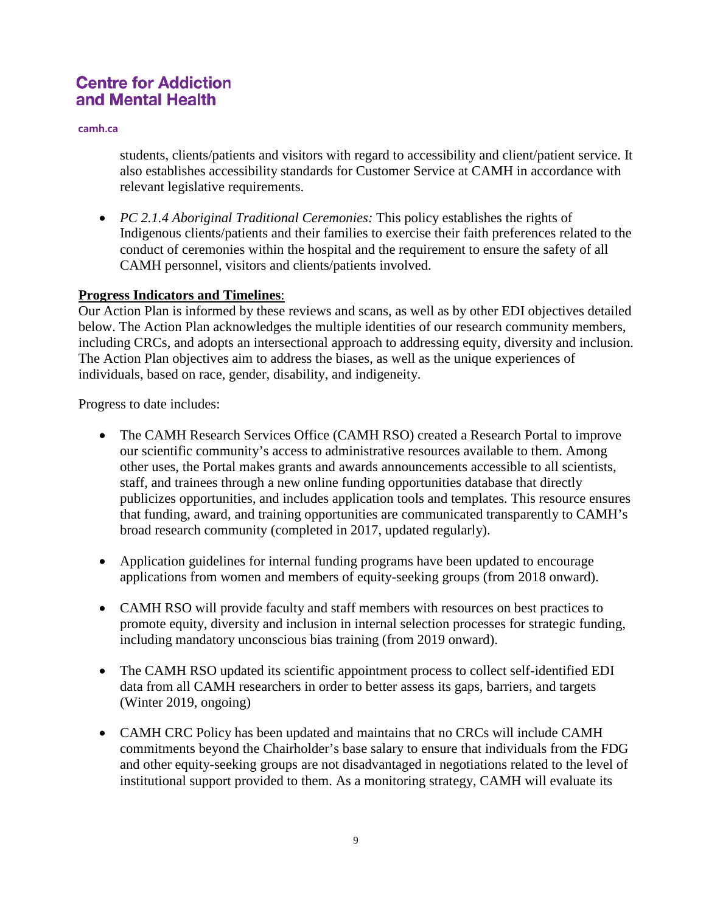students, clients/patients and visitors with regard to accessibility and client/patient service. It also establishes accessibility standards for Customer Service at CAMH in accordance with relevant legislative requirements.

- *PC 2.1.4 Aboriginal Traditional Ceremonies:* This policy establishes the rights of Indigenous clients/patients and their families to exercise their faith preferences related to the conduct of ceremonies within the hospital and the requirement to ensure the safety of all CAMH personnel, visitors and clients/patients involved.

**Progress Indicators and Timelines**:
Our Action Plan is informed by these reviews and scans, as well as by other EDI objectives detailed below. The Action Plan acknowledges the multiple identities of our research community members, including CRCs, and adopts an intersectional approach to addressing equity, diversity and inclusion. The Action Plan objectives aim to address the biases, as well as the unique experiences of individuals, based on race, gender, disability, and indigeneity.

Progress to date includes:

- The CAMH Research Services Office (CAMH RSO) created a Research Portal to improve our scientific community's access to administrative resources available to them. Among other uses, the Portal makes grants and awards announcements accessible to all scientists, staff, and trainees through a new online funding opportunities database that directly publicizes opportunities, and includes application tools and templates. This resource ensures that funding, award, and training opportunities are communicated transparently to CAMH's broad research community (completed in 2017, updated regularly).

- Application guidelines for internal funding programs have been updated to encourage applications from women and members of equity-seeking groups (from 2018 onward).

- CAMH RSO will provide faculty and staff members with resources on best practices to promote equity, diversity and inclusion in internal selection processes for strategic funding, including mandatory unconscious bias training (from 2019 onward).

- The CAMH RSO updated its scientific appointment process to collect self-identified EDI data from all CAMH researchers in order to better assess its gaps, barriers, and targets (Winter 2019, ongoing)

- CAMH CRC Policy has been updated and maintains that no CRCs will include CAMH commitments beyond the Chairholder's base salary to ensure that individuals from the FDG and other equity-seeking groups are not disadvantaged in negotiations related to the level of institutional support provided to them. As a monitoring strategy, CAMH will evaluate its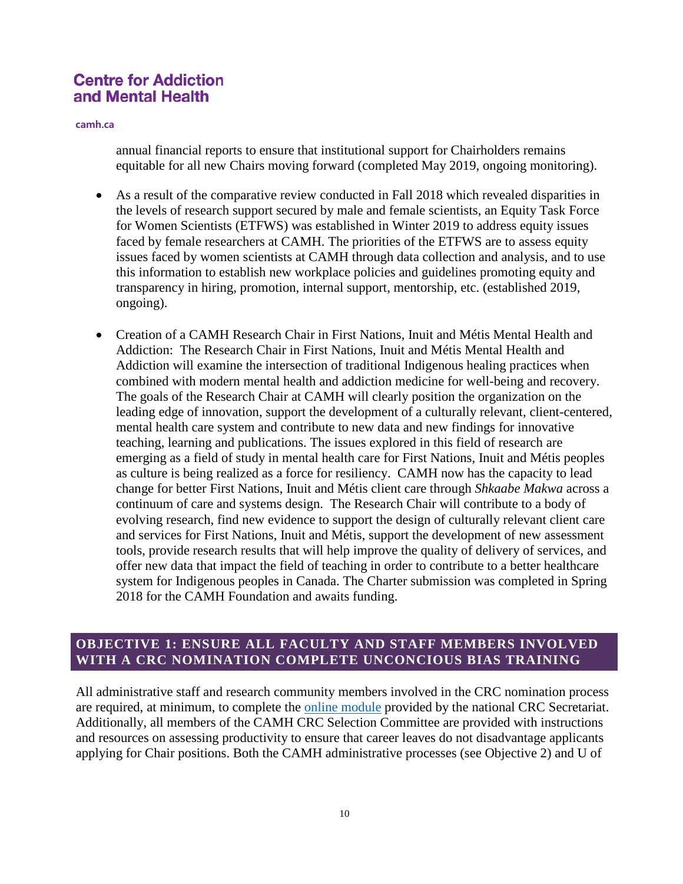annual financial reports to ensure that institutional support for Chairholders remains equitable for all new Chairs moving forward (completed May 2019, ongoing monitoring).

- As a result of the comparative review conducted in Fall 2018 which revealed disparities in the levels of research support secured by male and female scientists, an Equity Task Force for Women Scientists (ETFWS) was established in Winter 2019 to address equity issues faced by female researchers at CAMH. The priorities of the ETFWS are to assess equity issues faced by women scientists at CAMH through data collection and analysis, and to use this information to establish new workplace policies and guidelines promoting equity and transparency in hiring, promotion, internal support, mentorship, etc. (established 2019, ongoing).

- Creation of a CAMH Research Chair in First Nations, Inuit and Métis Mental Health and Addiction: The Research Chair in First Nations, Inuit and Métis Mental Health and Addiction will examine the intersection of traditional Indigenous healing practices when combined with modern mental health and addiction medicine for well-being and recovery. The goals of the Research Chair at CAMH will clearly position the organization on the leading edge of innovation, support the development of a culturally relevant, client-centered, mental health care system and contribute to new data and new findings for innovative teaching, learning and publications. The issues explored in this field of research are emerging as a field of study in mental health care for First Nations, Inuit and Métis peoples as culture is being realized as a force for resiliency. CAMH now has the capacity to lead change for better First Nations, Inuit and Métis client care through *Shkaabe Makwa* across a continuum of care and systems design. The Research Chair will contribute to a body of evolving research, find new evidence to support the design of culturally relevant client care and services for First Nations, Inuit and Métis, support the development of new assessment tools, provide research results that will help improve the quality of delivery of services, and offer new data that impact the field of teaching in order to contribute to a better healthcare system for Indigenous peoples in Canada. The Charter submission was completed in Spring 2018 for the CAMH Foundation and awaits funding.

## OBJECTIVE 1: ENSURE ALL FACULTY AND STAFF MEMBERS INVOLVED WITH A CRC NOMINATION COMPLETE UNCONCIOUS BIAS TRAINING

All administrative staff and research community members involved in the CRC nomination process are required, at minimum, to complete the [online module] provided by the national CRC Secretariat. Additionally, all members of the CAMH CRC Selection Committee are provided with instructions and resources on assessing productivity to ensure that career leaves do not disadvantage applicants applying for Chair positions. Both the CAMH administrative processes (see Objective 2) and U of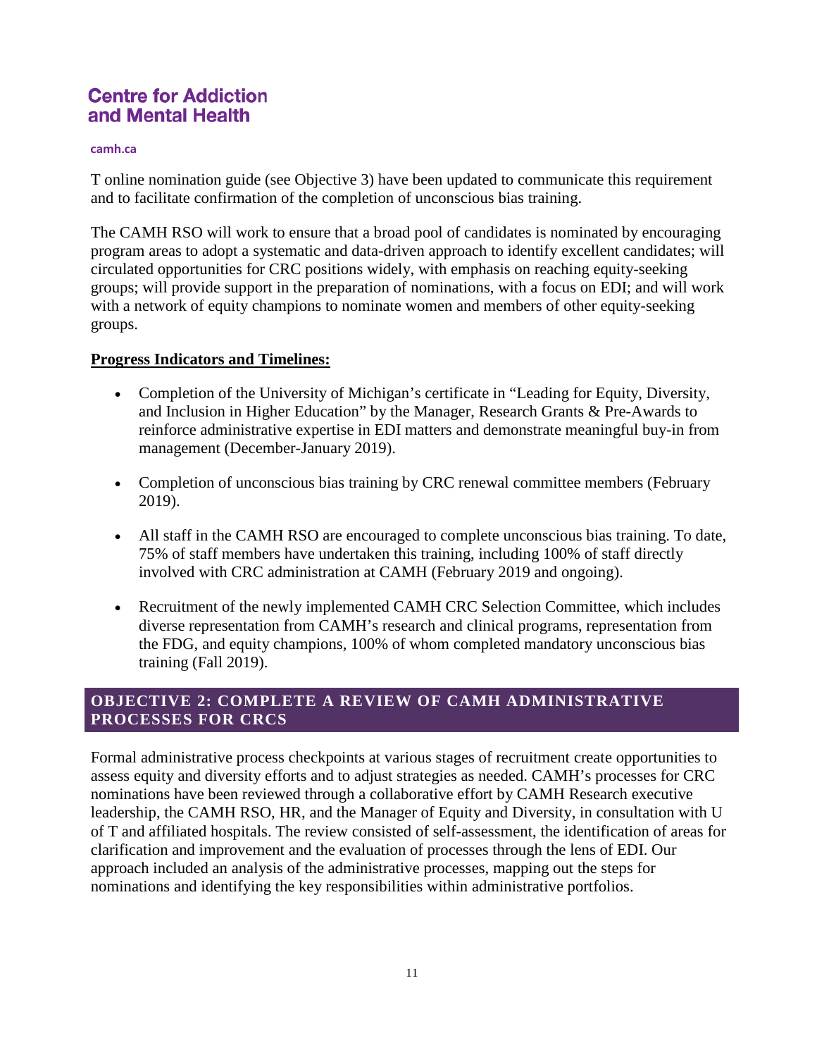T online nomination guide (see Objective 3) have been updated to communicate this requirement and to facilitate confirmation of the completion of unconscious bias training.

The CAMH RSO will work to ensure that a broad pool of candidates is nominated by encouraging program areas to adopt a systematic and data-driven approach to identify excellent candidates; will circulated opportunities for CRC positions widely, with emphasis on reaching equity-seeking groups; will provide support in the preparation of nominations, with a focus on EDI; and will work with a network of equity champions to nominate women and members of other equity-seeking groups.

**Progress Indicators and Timelines:**

- Completion of the University of Michigan's certificate in "Leading for Equity, Diversity, and Inclusion in Higher Education" by the Manager, Research Grants & Pre-Awards to reinforce administrative expertise in EDI matters and demonstrate meaningful buy-in from management (December-January 2019).

- Completion of unconscious bias training by CRC renewal committee members (February 2019).

- All staff in the CAMH RSO are encouraged to complete unconscious bias training. To date, 75% of staff members have undertaken this training, including 100% of staff directly involved with CRC administration at CAMH (February 2019 and ongoing).

- Recruitment of the newly implemented CAMH CRC Selection Committee, which includes diverse representation from CAMH's research and clinical programs, representation from the FDG, and equity champions, 100% of whom completed mandatory unconscious bias training (Fall 2019).

## OBJECTIVE 2: COMPLETE A REVIEW OF CAMH ADMINISTRATIVE PROCESSES FOR CRCS

Formal administrative process checkpoints at various stages of recruitment create opportunities to assess equity and diversity efforts and to adjust strategies as needed. CAMH's processes for CRC nominations have been reviewed through a collaborative effort by CAMH Research executive leadership, the CAMH RSO, HR, and the Manager of Equity and Diversity, in consultation with U of T and affiliated hospitals. The review consisted of self-assessment, the identification of areas for clarification and improvement and the evaluation of processes through the lens of EDI. Our approach included an analysis of the administrative processes, mapping out the steps for nominations and identifying the key responsibilities within administrative portfolios.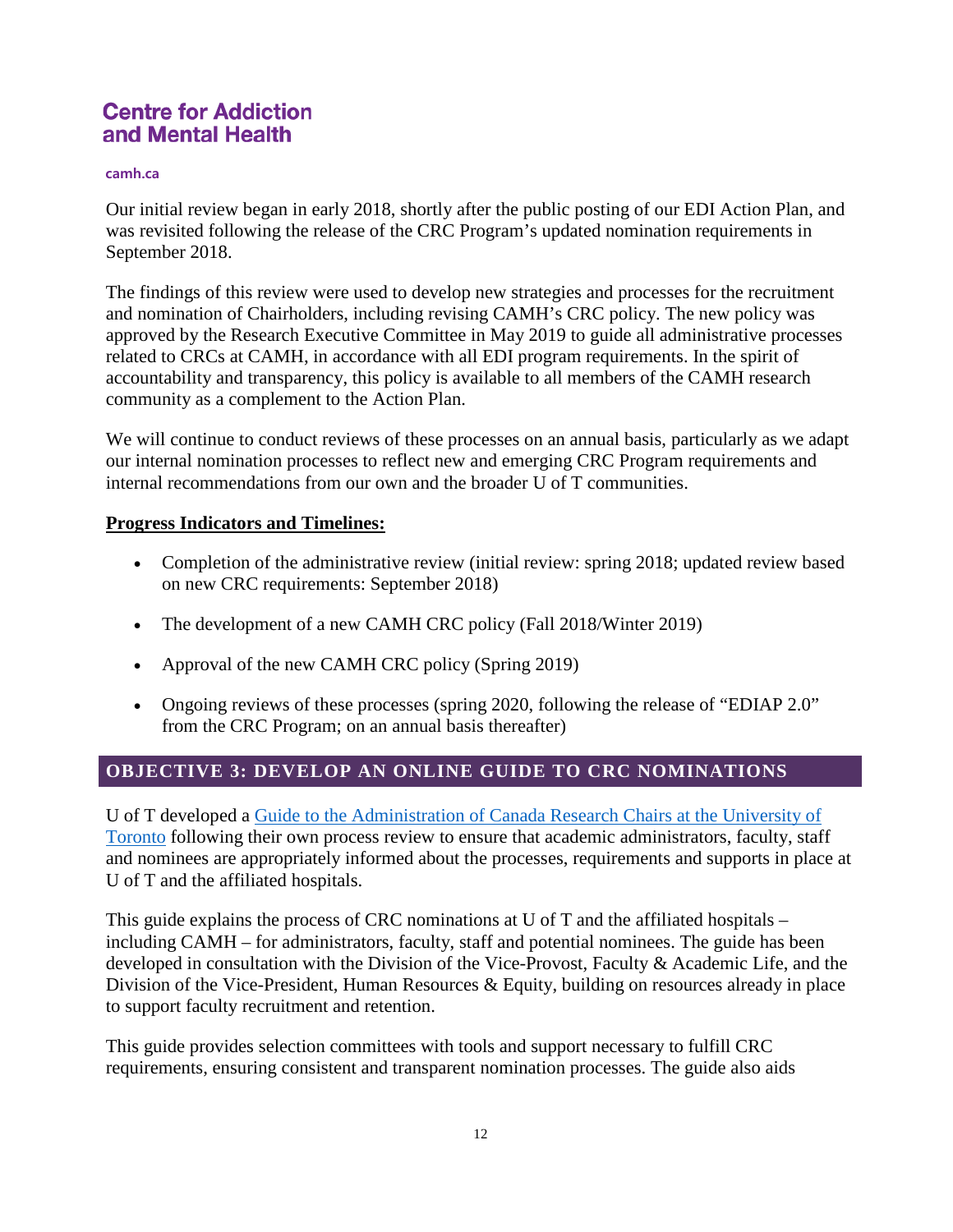Our initial review began in early 2018, shortly after the public posting of our EDI Action Plan, and was revisited following the release of the CRC Program's updated nomination requirements in September 2018.

The findings of this review were used to develop new strategies and processes for the recruitment and nomination of Chairholders, including revising CAMH's CRC policy. The new policy was approved by the Research Executive Committee in May 2019 to guide all administrative processes related to CRCs at CAMH, in accordance with all EDI program requirements. In the spirit of accountability and transparency, this policy is available to all members of the CAMH research community as a complement to the Action Plan.

We will continue to conduct reviews of these processes on an annual basis, particularly as we adapt our internal nomination processes to reflect new and emerging CRC Program requirements and internal recommendations from our own and the broader U of T communities.

**Progress Indicators and Timelines:**

- Completion of the administrative review (initial review: spring 2018; updated review based on new CRC requirements: September 2018)
- The development of a new CAMH CRC policy (Fall 2018/Winter 2019)
- Approval of the new CAMH CRC policy (Spring 2019)
- Ongoing reviews of these processes (spring 2020, following the release of "EDIAP 2.0" from the CRC Program; on an annual basis thereafter)

## OBJECTIVE 3: DEVELOP AN ONLINE GUIDE TO CRC NOMINATIONS

U of T developed a Guide to the Administration of Canada Research Chairs at the University of Toronto following their own process review to ensure that academic administrators, faculty, staff and nominees are appropriately informed about the processes, requirements and supports in place at U of T and the affiliated hospitals.

This guide explains the process of CRC nominations at U of T and the affiliated hospitals – including CAMH – for administrators, faculty, staff and potential nominees. The guide has been developed in consultation with the Division of the Vice-Provost, Faculty & Academic Life, and the Division of the Vice-President, Human Resources & Equity, building on resources already in place to support faculty recruitment and retention.

This guide provides selection committees with tools and support necessary to fulfill CRC requirements, ensuring consistent and transparent nomination processes. The guide also aids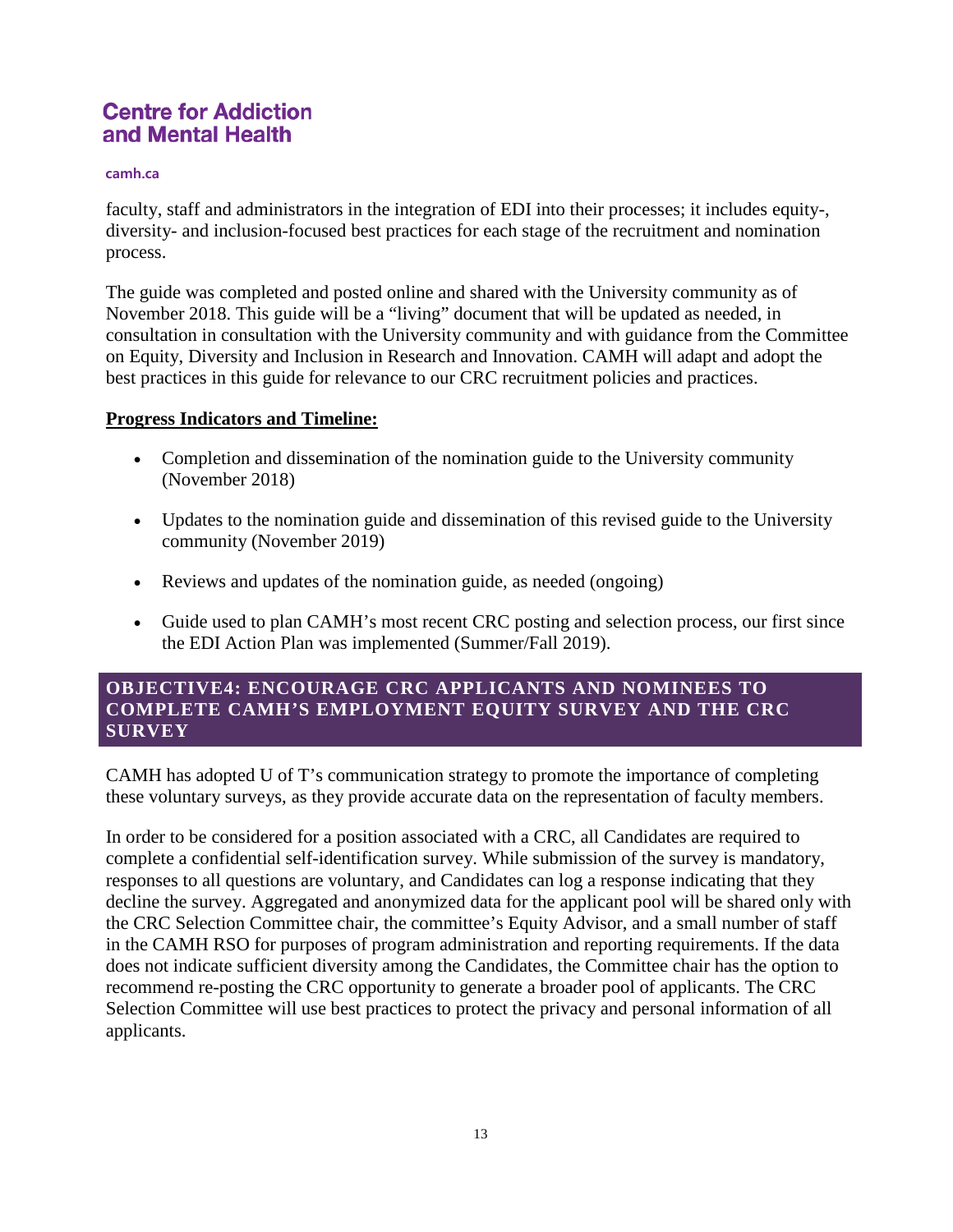faculty, staff and administrators in the integration of EDI into their processes; it includes equity-, diversity- and inclusion-focused best practices for each stage of the recruitment and nomination process.

The guide was completed and posted online and shared with the University community as of November 2018. This guide will be a "living" document that will be updated as needed, in consultation in consultation with the University community and with guidance from the Committee on Equity, Diversity and Inclusion in Research and Innovation. CAMH will adapt and adopt the best practices in this guide for relevance to our CRC recruitment policies and practices.

**Progress Indicators and Timeline:**

- Completion and dissemination of the nomination guide to the University community (November 2018)
- Updates to the nomination guide and dissemination of this revised guide to the University community (November 2019)
- Reviews and updates of the nomination guide, as needed (ongoing)
- Guide used to plan CAMH's most recent CRC posting and selection process, our first since the EDI Action Plan was implemented (Summer/Fall 2019).

## OBJECTIVE4: ENCOURAGE CRC APPLICANTS AND NOMINEES TO COMPLETE CAMH'S EMPLOYMENT EQUITY SURVEY AND THE CRC SURVEY

CAMH has adopted U of T's communication strategy to promote the importance of completing these voluntary surveys, as they provide accurate data on the representation of faculty members.

In order to be considered for a position associated with a CRC, all Candidates are required to complete a confidential self-identification survey. While submission of the survey is mandatory, responses to all questions are voluntary, and Candidates can log a response indicating that they decline the survey. Aggregated and anonymized data for the applicant pool will be shared only with the CRC Selection Committee chair, the committee's Equity Advisor, and a small number of staff in the CAMH RSO for purposes of program administration and reporting requirements. If the data does not indicate sufficient diversity among the Candidates, the Committee chair has the option to recommend re-posting the CRC opportunity to generate a broader pool of applicants. The CRC Selection Committee will use best practices to protect the privacy and personal information of all applicants.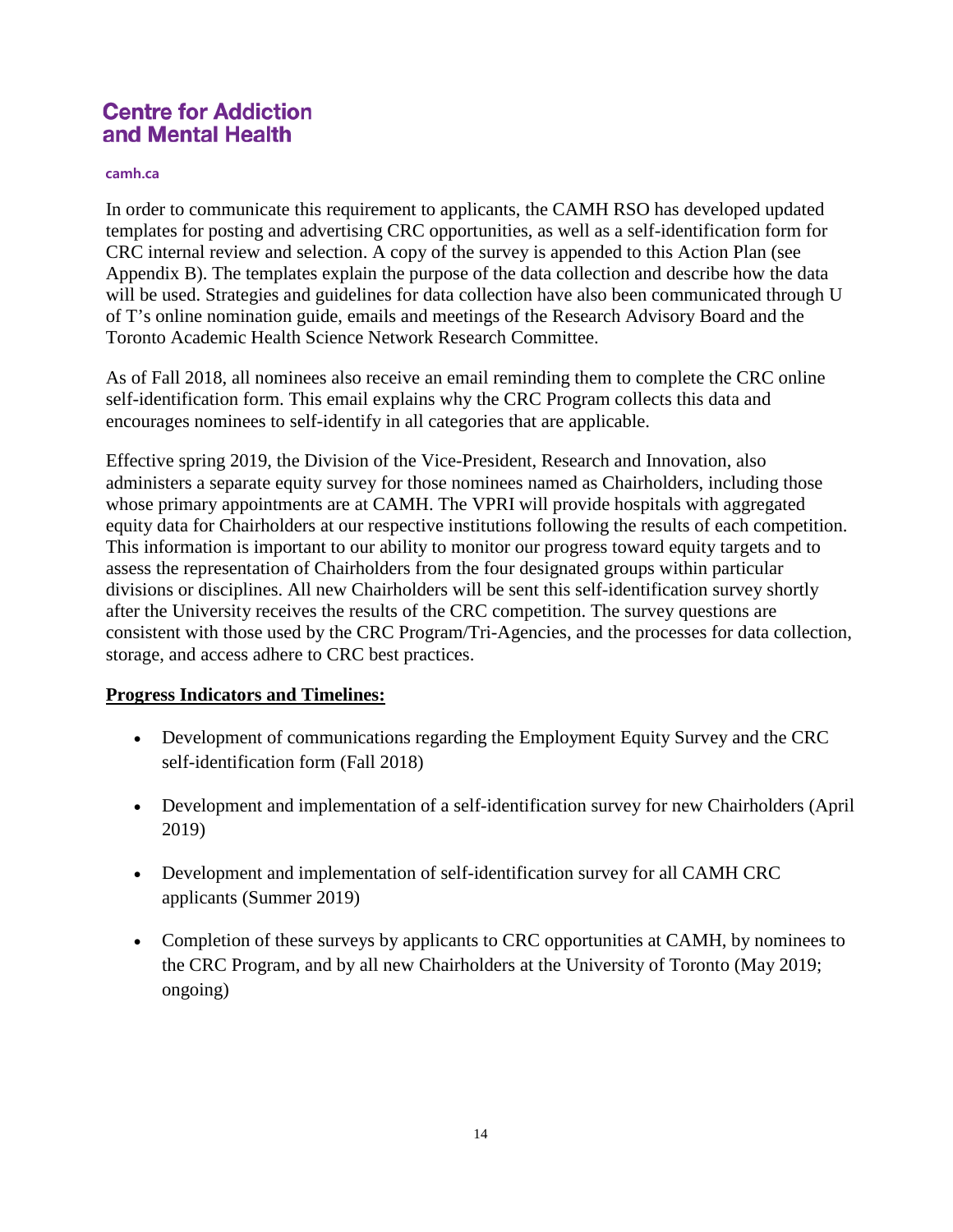In order to communicate this requirement to applicants, the CAMH RSO has developed updated templates for posting and advertising CRC opportunities, as well as a self-identification form for CRC internal review and selection. A copy of the survey is appended to this Action Plan (see Appendix B). The templates explain the purpose of the data collection and describe how the data will be used. Strategies and guidelines for data collection have also been communicated through U of T's online nomination guide, emails and meetings of the Research Advisory Board and the Toronto Academic Health Science Network Research Committee.

As of Fall 2018, all nominees also receive an email reminding them to complete the CRC online self-identification form. This email explains why the CRC Program collects this data and encourages nominees to self-identify in all categories that are applicable.

Effective spring 2019, the Division of the Vice-President, Research and Innovation, also administers a separate equity survey for those nominees named as Chairholders, including those whose primary appointments are at CAMH. The VPRI will provide hospitals with aggregated equity data for Chairholders at our respective institutions following the results of each competition. This information is important to our ability to monitor our progress toward equity targets and to assess the representation of Chairholders from the four designated groups within particular divisions or disciplines. All new Chairholders will be sent this self-identification survey shortly after the University receives the results of the CRC competition. The survey questions are consistent with those used by the CRC Program/Tri-Agencies, and the processes for data collection, storage, and access adhere to CRC best practices.

**Progress Indicators and Timelines:**

- Development of communications regarding the Employment Equity Survey and the CRC self-identification form (Fall 2018)
- Development and implementation of a self-identification survey for new Chairholders (April 2019)
- Development and implementation of self-identification survey for all CAMH CRC applicants (Summer 2019)
- Completion of these surveys by applicants to CRC opportunities at CAMH, by nominees to the CRC Program, and by all new Chairholders at the University of Toronto (May 2019; ongoing)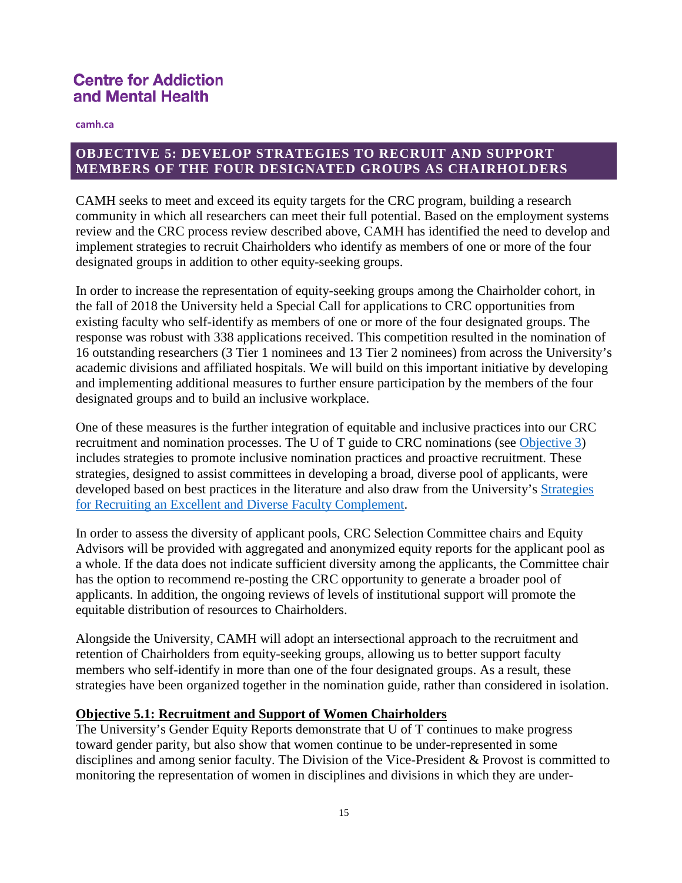## OBJECTIVE 5: DEVELOP STRATEGIES TO RECRUIT AND SUPPORT MEMBERS OF THE FOUR DESIGNATED GROUPS AS CHAIRHOLDERS

CAMH seeks to meet and exceed its equity targets for the CRC program, building a research community in which all researchers can meet their full potential. Based on the employment systems review and the CRC process review described above, CAMH has identified the need to develop and implement strategies to recruit Chairholders who identify as members of one or more of the four designated groups in addition to other equity-seeking groups.

In order to increase the representation of equity-seeking groups among the Chairholder cohort, in the fall of 2018 the University held a Special Call for applications to CRC opportunities from existing faculty who self-identify as members of one or more of the four designated groups. The response was robust with 338 applications received. This competition resulted in the nomination of 16 outstanding researchers (3 Tier 1 nominees and 13 Tier 2 nominees) from across the University's academic divisions and affiliated hospitals. We will build on this important initiative by developing and implementing additional measures to further ensure participation by the members of the four designated groups and to build an inclusive workplace.

One of these measures is the further integration of equitable and inclusive practices into our CRC recruitment and nomination processes. The U of T guide to CRC nominations (see Objective 3) includes strategies to promote inclusive nomination practices and proactive recruitment. These strategies, designed to assist committees in developing a broad, diverse pool of applicants, were developed based on best practices in the literature and also draw from the University's Strategies for Recruiting an Excellent and Diverse Faculty Complement.

In order to assess the diversity of applicant pools, CRC Selection Committee chairs and Equity Advisors will be provided with aggregated and anonymized equity reports for the applicant pool as a whole. If the data does not indicate sufficient diversity among the applicants, the Committee chair has the option to recommend re-posting the CRC opportunity to generate a broader pool of applicants. In addition, the ongoing reviews of levels of institutional support will promote the equitable distribution of resources to Chairholders.

Alongside the University, CAMH will adopt an intersectional approach to the recruitment and retention of Chairholders from equity-seeking groups, allowing us to better support faculty members who self-identify in more than one of the four designated groups. As a result, these strategies have been organized together in the nomination guide, rather than considered in isolation.

### Objective 5.1: Recruitment and Support of Women Chairholders

The University's Gender Equity Reports demonstrate that U of T continues to make progress toward gender parity, but also show that women continue to be under-represented in some disciplines and among senior faculty. The Division of the Vice-President & Provost is committed to monitoring the representation of women in disciplines and divisions in which they are under-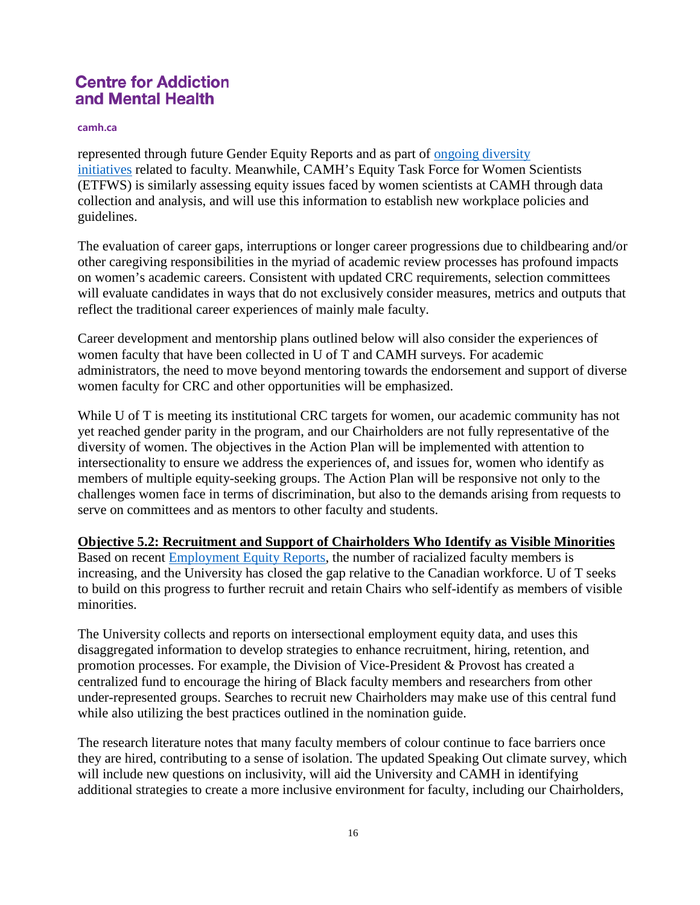represented through future Gender Equity Reports and as part of ongoing diversity initiatives related to faculty. Meanwhile, CAMH's Equity Task Force for Women Scientists (ETFWS) is similarly assessing equity issues faced by women scientists at CAMH through data collection and analysis, and will use this information to establish new workplace policies and guidelines.

The evaluation of career gaps, interruptions or longer career progressions due to childbearing and/or other caregiving responsibilities in the myriad of academic review processes has profound impacts on women's academic careers. Consistent with updated CRC requirements, selection committees will evaluate candidates in ways that do not exclusively consider measures, metrics and outputs that reflect the traditional career experiences of mainly male faculty.

Career development and mentorship plans outlined below will also consider the experiences of women faculty that have been collected in U of T and CAMH surveys. For academic administrators, the need to move beyond mentoring towards the endorsement and support of diverse women faculty for CRC and other opportunities will be emphasized.

While U of T is meeting its institutional CRC targets for women, our academic community has not yet reached gender parity in the program, and our Chairholders are not fully representative of the diversity of women. The objectives in the Action Plan will be implemented with attention to intersectionality to ensure we address the experiences of, and issues for, women who identify as members of multiple equity-seeking groups. The Action Plan will be responsive not only to the challenges women face in terms of discrimination, but also to the demands arising from requests to serve on committees and as mentors to other faculty and students.

**Objective 5.2: Recruitment and Support of Chairholders Who Identify as Visible Minorities**

Based on recent Employment Equity Reports, the number of racialized faculty members is increasing, and the University has closed the gap relative to the Canadian workforce. U of T seeks to build on this progress to further recruit and retain Chairs who self-identify as members of visible minorities.

The University collects and reports on intersectional employment equity data, and uses this disaggregated information to develop strategies to enhance recruitment, hiring, retention, and promotion processes. For example, the Division of Vice-President & Provost has created a centralized fund to encourage the hiring of Black faculty members and researchers from other under-represented groups. Searches to recruit new Chairholders may make use of this central fund while also utilizing the best practices outlined in the nomination guide.

The research literature notes that many faculty members of colour continue to face barriers once they are hired, contributing to a sense of isolation. The updated Speaking Out climate survey, which will include new questions on inclusivity, will aid the University and CAMH in identifying additional strategies to create a more inclusive environment for faculty, including our Chairholders,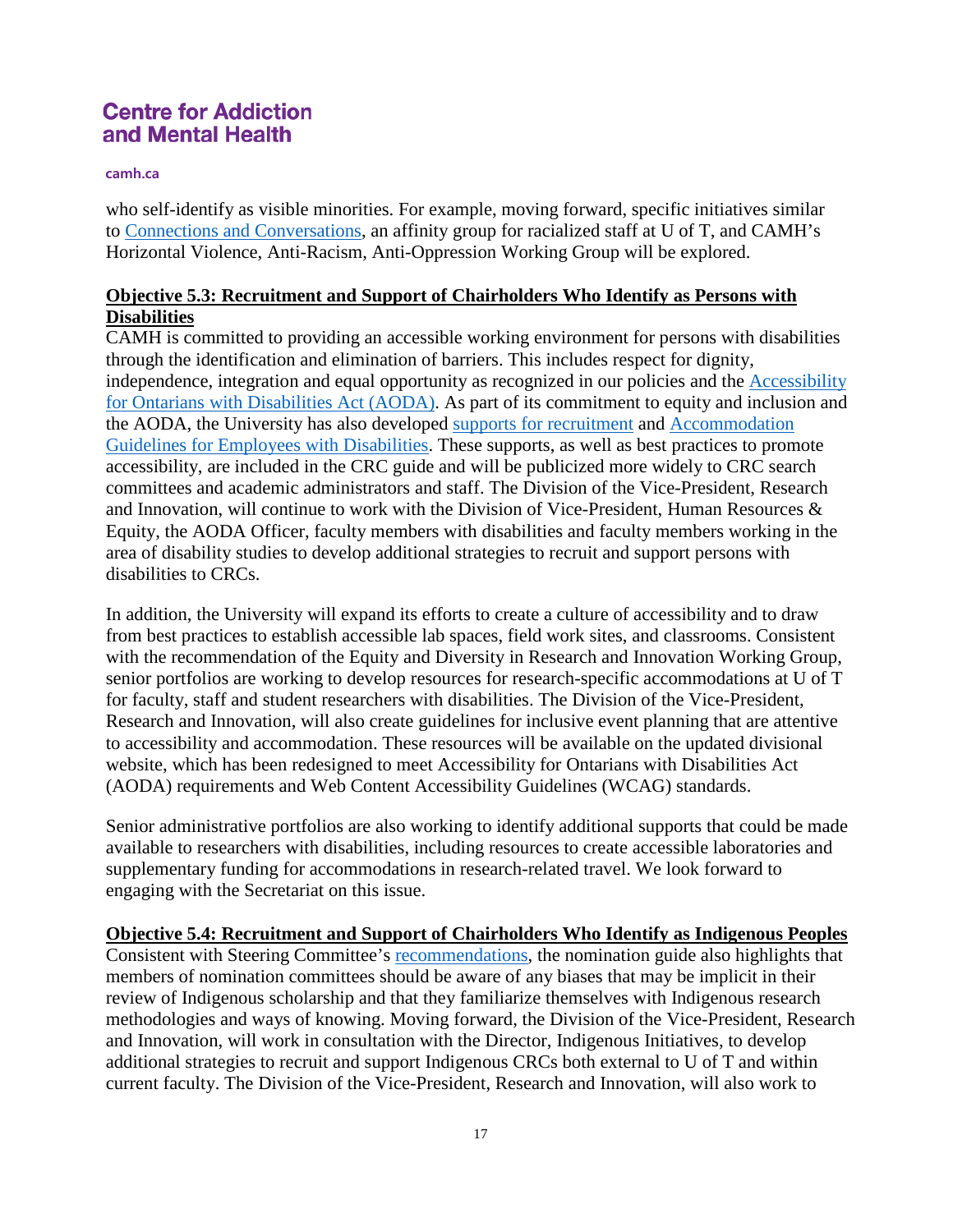who self-identify as visible minorities. For example, moving forward, specific initiatives similar to [Connections and Conversations](), an affinity group for racialized staff at U of T, and CAMH's Horizontal Violence, Anti-Racism, Anti-Oppression Working Group will be explored.

**Objective 5.3: Recruitment and Support of Chairholders Who Identify as Persons with Disabilities**

CAMH is committed to providing an accessible working environment for persons with disabilities through the identification and elimination of barriers. This includes respect for dignity, independence, integration and equal opportunity as recognized in our policies and the [Accessibility for Ontarians with Disabilities Act (AODA)](). As part of its commitment to equity and inclusion and the AODA, the University has also developed [supports for recruitment]() and [Accommodation Guidelines for Employees with Disabilities](). These supports, as well as best practices to promote accessibility, are included in the CRC guide and will be publicized more widely to CRC search committees and academic administrators and staff. The Division of the Vice-President, Research and Innovation, will continue to work with the Division of Vice-President, Human Resources & Equity, the AODA Officer, faculty members with disabilities and faculty members working in the area of disability studies to develop additional strategies to recruit and support persons with disabilities to CRCs.

In addition, the University will expand its efforts to create a culture of accessibility and to draw from best practices to establish accessible lab spaces, field work sites, and classrooms. Consistent with the recommendation of the Equity and Diversity in Research and Innovation Working Group, senior portfolios are working to develop resources for research-specific accommodations at U of T for faculty, staff and student researchers with disabilities. The Division of the Vice-President, Research and Innovation, will also create guidelines for inclusive event planning that are attentive to accessibility and accommodation. These resources will be available on the updated divisional website, which has been redesigned to meet Accessibility for Ontarians with Disabilities Act (AODA) requirements and Web Content Accessibility Guidelines (WCAG) standards.

Senior administrative portfolios are also working to identify additional supports that could be made available to researchers with disabilities, including resources to create accessible laboratories and supplementary funding for accommodations in research-related travel. We look forward to engaging with the Secretariat on this issue.

**Objective 5.4: Recruitment and Support of Chairholders Who Identify as Indigenous Peoples**

Consistent with Steering Committee's [recommendations](), the nomination guide also highlights that members of nomination committees should be aware of any biases that may be implicit in their review of Indigenous scholarship and that they familiarize themselves with Indigenous research methodologies and ways of knowing. Moving forward, the Division of the Vice-President, Research and Innovation, will work in consultation with the Director, Indigenous Initiatives, to develop additional strategies to recruit and support Indigenous CRCs both external to U of T and within current faculty. The Division of the Vice-President, Research and Innovation, will also work to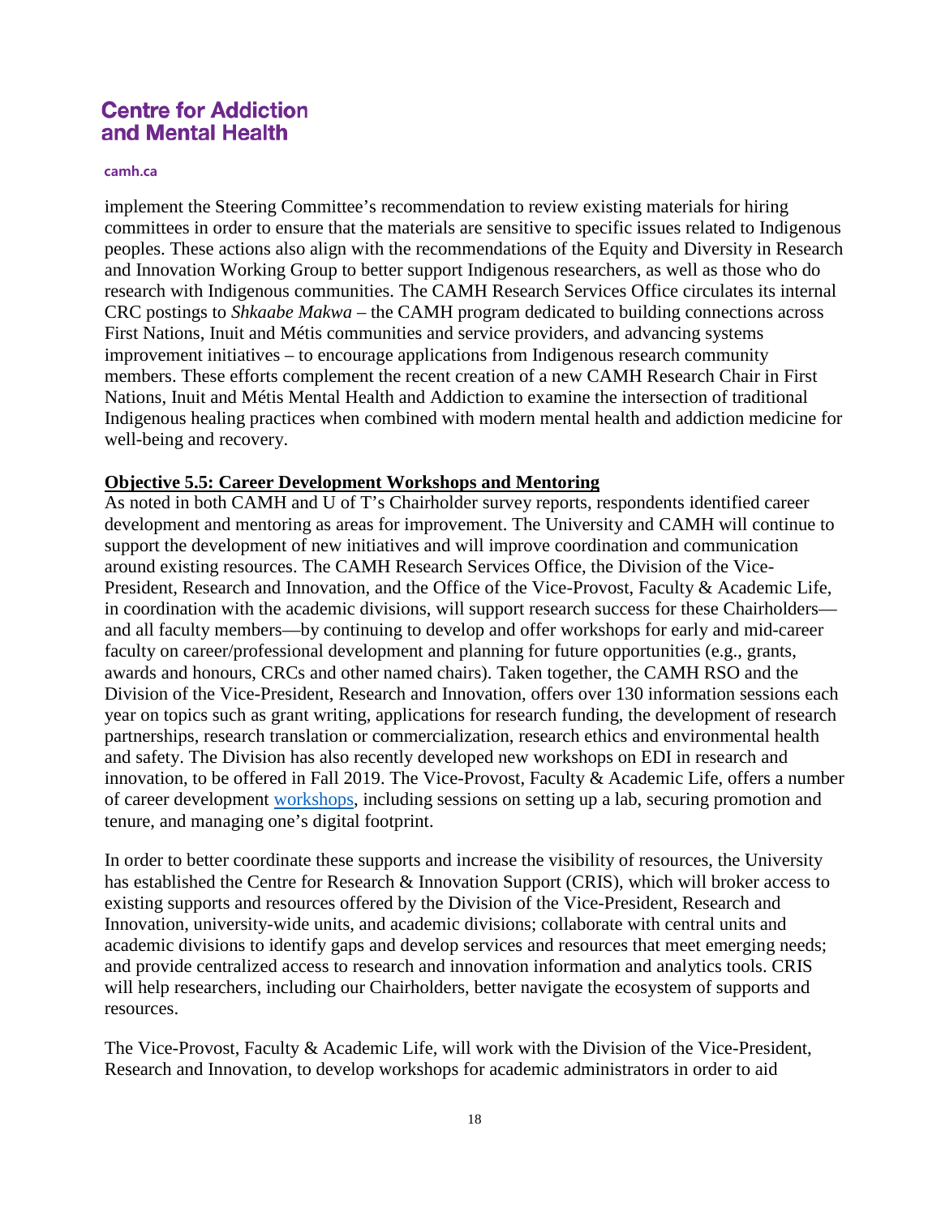implement the Steering Committee's recommendation to review existing materials for hiring committees in order to ensure that the materials are sensitive to specific issues related to Indigenous peoples. These actions also align with the recommendations of the Equity and Diversity in Research and Innovation Working Group to better support Indigenous researchers, as well as those who do research with Indigenous communities. The CAMH Research Services Office circulates its internal CRC postings to *Shkaabe Makwa* – the CAMH program dedicated to building connections across First Nations, Inuit and Métis communities and service providers, and advancing systems improvement initiatives – to encourage applications from Indigenous research community members. These efforts complement the recent creation of a new CAMH Research Chair in First Nations, Inuit and Métis Mental Health and Addiction to examine the intersection of traditional Indigenous healing practices when combined with modern mental health and addiction medicine for well-being and recovery.

**Objective 5.5: Career Development Workshops and Mentoring**

As noted in both CAMH and U of T's Chairholder survey reports, respondents identified career development and mentoring as areas for improvement. The University and CAMH will continue to support the development of new initiatives and will improve coordination and communication around existing resources. The CAMH Research Services Office, the Division of the Vice-President, Research and Innovation, and the Office of the Vice-Provost, Faculty & Academic Life, in coordination with the academic divisions, will support research success for these Chairholders—and all faculty members—by continuing to develop and offer workshops for early and mid-career faculty on career/professional development and planning for future opportunities (e.g., grants, awards and honours, CRCs and other named chairs). Taken together, the CAMH RSO and the Division of the Vice-President, Research and Innovation, offers over 130 information sessions each year on topics such as grant writing, applications for research funding, the development of research partnerships, research translation or commercialization, research ethics and environmental health and safety. The Division has also recently developed new workshops on EDI in research and innovation, to be offered in Fall 2019. The Vice-Provost, Faculty & Academic Life, offers a number of career development workshops, including sessions on setting up a lab, securing promotion and tenure, and managing one's digital footprint.

In order to better coordinate these supports and increase the visibility of resources, the University has established the Centre for Research & Innovation Support (CRIS), which will broker access to existing supports and resources offered by the Division of the Vice-President, Research and Innovation, university-wide units, and academic divisions; collaborate with central units and academic divisions to identify gaps and develop services and resources that meet emerging needs; and provide centralized access to research and innovation information and analytics tools. CRIS will help researchers, including our Chairholders, better navigate the ecosystem of supports and resources.

The Vice-Provost, Faculty & Academic Life, will work with the Division of the Vice-President, Research and Innovation, to develop workshops for academic administrators in order to aid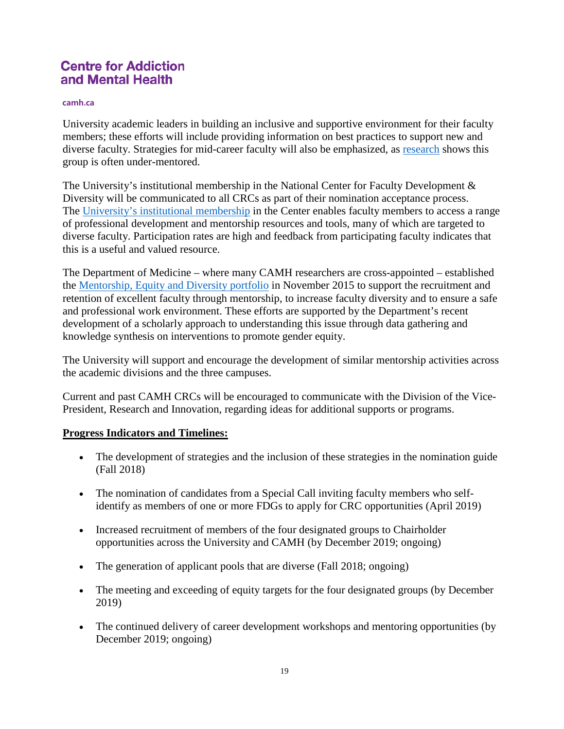University academic leaders in building an inclusive and supportive environment for their faculty members; these efforts will include providing information on best practices to support new and diverse faculty. Strategies for mid-career faculty will also be emphasized, as research shows this group is often under-mentored.

The University's institutional membership in the National Center for Faculty Development & Diversity will be communicated to all CRCs as part of their nomination acceptance process. The University's institutional membership in the Center enables faculty members to access a range of professional development and mentorship resources and tools, many of which are targeted to diverse faculty. Participation rates are high and feedback from participating faculty indicates that this is a useful and valued resource.

The Department of Medicine – where many CAMH researchers are cross-appointed – established the Mentorship, Equity and Diversity portfolio in November 2015 to support the recruitment and retention of excellent faculty through mentorship, to increase faculty diversity and to ensure a safe and professional work environment. These efforts are supported by the Department's recent development of a scholarly approach to understanding this issue through data gathering and knowledge synthesis on interventions to promote gender equity.

The University will support and encourage the development of similar mentorship activities across the academic divisions and the three campuses.

Current and past CAMH CRCs will be encouraged to communicate with the Division of the Vice-President, Research and Innovation, regarding ideas for additional supports or programs.

**Progress Indicators and Timelines:**

- The development of strategies and the inclusion of these strategies in the nomination guide (Fall 2018)
- The nomination of candidates from a Special Call inviting faculty members who self-identify as members of one or more FDGs to apply for CRC opportunities (April 2019)
- Increased recruitment of members of the four designated groups to Chairholder opportunities across the University and CAMH (by December 2019; ongoing)
- The generation of applicant pools that are diverse (Fall 2018; ongoing)
- The meeting and exceeding of equity targets for the four designated groups (by December 2019)
- The continued delivery of career development workshops and mentoring opportunities (by December 2019; ongoing)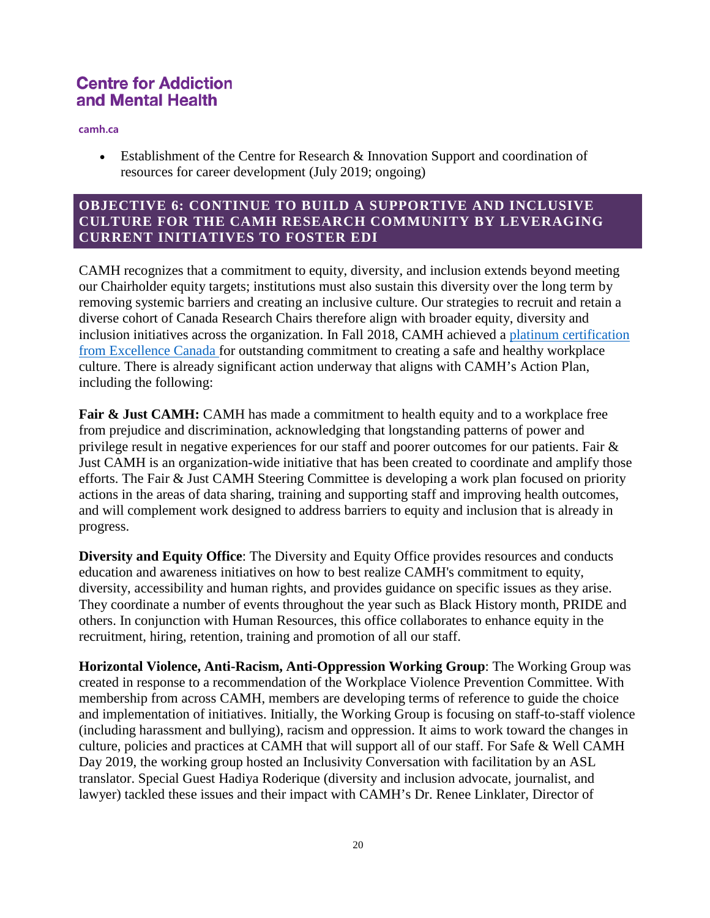- Establishment of the Centre for Research & Innovation Support and coordination of resources for career development (July 2019; ongoing)

## OBJECTIVE 6: CONTINUE TO BUILD A SUPPORTIVE AND INCLUSIVE CULTURE FOR THE CAMH RESEARCH COMMUNITY BY LEVERAGING CURRENT INITIATIVES TO FOSTER EDI

CAMH recognizes that a commitment to equity, diversity, and inclusion extends beyond meeting our Chairholder equity targets; institutions must also sustain this diversity over the long term by removing systemic barriers and creating an inclusive culture. Our strategies to recruit and retain a diverse cohort of Canada Research Chairs therefore align with broader equity, diversity and inclusion initiatives across the organization. In Fall 2018, CAMH achieved a platinum certification from Excellence Canada for outstanding commitment to creating a safe and healthy workplace culture. There is already significant action underway that aligns with CAMH's Action Plan, including the following:

**Fair & Just CAMH:** CAMH has made a commitment to health equity and to a workplace free from prejudice and discrimination, acknowledging that longstanding patterns of power and privilege result in negative experiences for our staff and poorer outcomes for our patients. Fair & Just CAMH is an organization-wide initiative that has been created to coordinate and amplify those efforts. The Fair & Just CAMH Steering Committee is developing a work plan focused on priority actions in the areas of data sharing, training and supporting staff and improving health outcomes, and will complement work designed to address barriers to equity and inclusion that is already in progress.

**Diversity and Equity Office**: The Diversity and Equity Office provides resources and conducts education and awareness initiatives on how to best realize CAMH's commitment to equity, diversity, accessibility and human rights, and provides guidance on specific issues as they arise. They coordinate a number of events throughout the year such as Black History month, PRIDE and others. In conjunction with Human Resources, this office collaborates to enhance equity in the recruitment, hiring, retention, training and promotion of all our staff.

**Horizontal Violence, Anti-Racism, Anti-Oppression Working Group**: The Working Group was created in response to a recommendation of the Workplace Violence Prevention Committee. With membership from across CAMH, members are developing terms of reference to guide the choice and implementation of initiatives. Initially, the Working Group is focusing on staff-to-staff violence (including harassment and bullying), racism and oppression. It aims to work toward the changes in culture, policies and practices at CAMH that will support all of our staff. For Safe & Well CAMH Day 2019, the working group hosted an Inclusivity Conversation with facilitation by an ASL translator. Special Guest Hadiya Roderique (diversity and inclusion advocate, journalist, and lawyer) tackled these issues and their impact with CAMH's Dr. Renee Linklater, Director of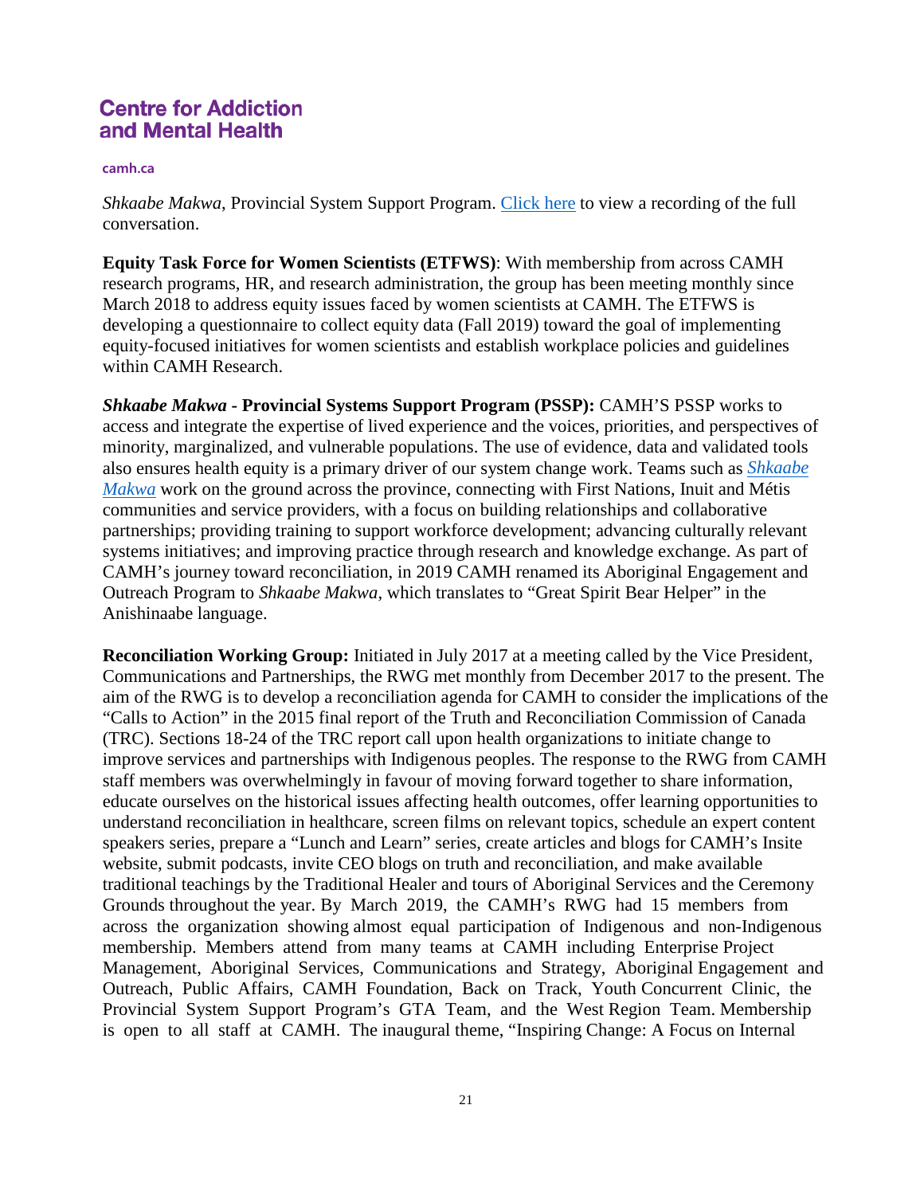*Shkaabe Makwa*, Provincial System Support Program. [Click here](#) to view a recording of the full conversation.

**Equity Task Force for Women Scientists (ETFWS)**: With membership from across CAMH research programs, HR, and research administration, the group has been meeting monthly since March 2018 to address equity issues faced by women scientists at CAMH. The ETFWS is developing a questionnaire to collect equity data (Fall 2019) toward the goal of implementing equity-focused initiatives for women scientists and establish workplace policies and guidelines within CAMH Research.

***Shkaabe Makwa* - Provincial Systems Support Program (PSSP):** CAMH'S PSSP works to access and integrate the expertise of lived experience and the voices, priorities, and perspectives of minority, marginalized, and vulnerable populations. The use of evidence, data and validated tools also ensures health equity is a primary driver of our system change work. Teams such as [*Shkaabe Makwa*](#) work on the ground across the province, connecting with First Nations, Inuit and Métis communities and service providers, with a focus on building relationships and collaborative partnerships; providing training to support workforce development; advancing culturally relevant systems initiatives; and improving practice through research and knowledge exchange. As part of CAMH's journey toward reconciliation, in 2019 CAMH renamed its Aboriginal Engagement and Outreach Program to *Shkaabe Makwa*, which translates to "Great Spirit Bear Helper" in the Anishinaabe language.

**Reconciliation Working Group:** Initiated in July 2017 at a meeting called by the Vice President, Communications and Partnerships, the RWG met monthly from December 2017 to the present. The aim of the RWG is to develop a reconciliation agenda for CAMH to consider the implications of the "Calls to Action" in the 2015 final report of the Truth and Reconciliation Commission of Canada (TRC). Sections 18-24 of the TRC report call upon health organizations to initiate change to improve services and partnerships with Indigenous peoples. The response to the RWG from CAMH staff members was overwhelmingly in favour of moving forward together to share information, educate ourselves on the historical issues affecting health outcomes, offer learning opportunities to understand reconciliation in healthcare, screen films on relevant topics, schedule an expert content speakers series, prepare a "Lunch and Learn" series, create articles and blogs for CAMH's Insite website, submit podcasts, invite CEO blogs on truth and reconciliation, and make available traditional teachings by the Traditional Healer and tours of Aboriginal Services and the Ceremony Grounds throughout the year. By March 2019, the CAMH's RWG had 15 members from across the organization showing almost equal participation of Indigenous and non-Indigenous membership. Members attend from many teams at CAMH including Enterprise Project Management, Aboriginal Services, Communications and Strategy, Aboriginal Engagement and Outreach, Public Affairs, CAMH Foundation, Back on Track, Youth Concurrent Clinic, the Provincial System Support Program's GTA Team, and the West Region Team. Membership is open to all staff at CAMH. The inaugural theme, "Inspiring Change: A Focus on Internal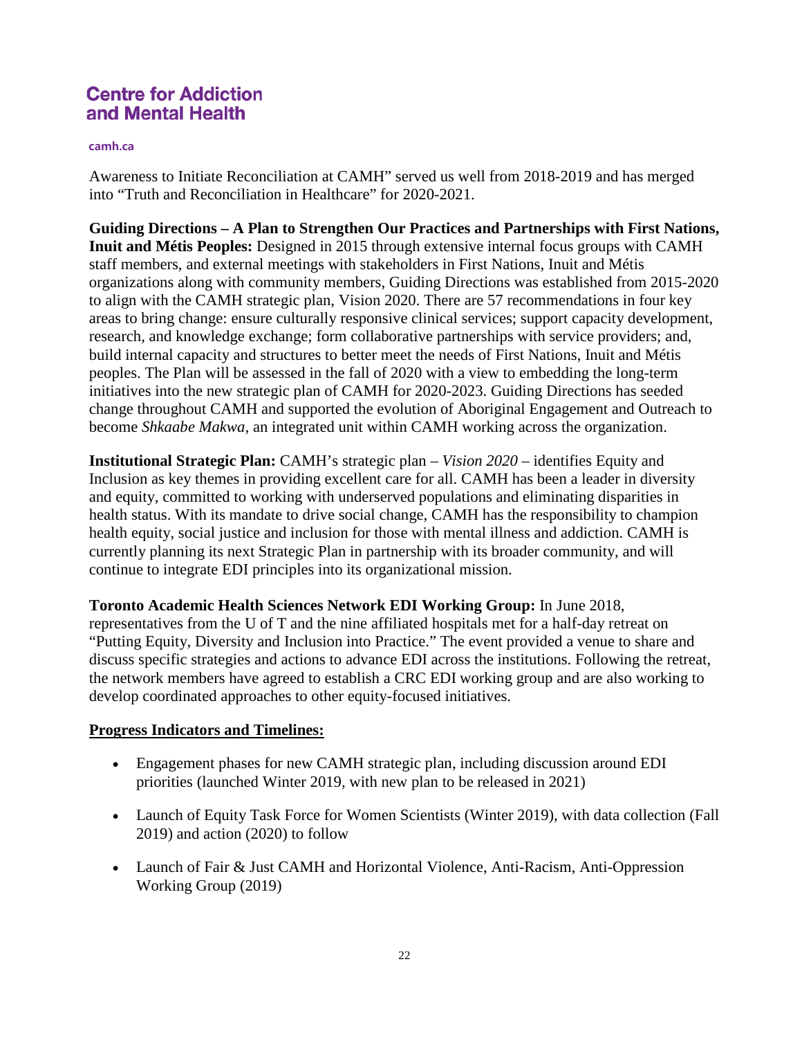Awareness to Initiate Reconciliation at CAMH" served us well from 2018-2019 and has merged into "Truth and Reconciliation in Healthcare" for 2020-2021.

**Guiding Directions – A Plan to Strengthen Our Practices and Partnerships with First Nations, Inuit and Métis Peoples:** Designed in 2015 through extensive internal focus groups with CAMH staff members, and external meetings with stakeholders in First Nations, Inuit and Métis organizations along with community members, Guiding Directions was established from 2015-2020 to align with the CAMH strategic plan, Vision 2020. There are 57 recommendations in four key areas to bring change: ensure culturally responsive clinical services; support capacity development, research, and knowledge exchange; form collaborative partnerships with service providers; and, build internal capacity and structures to better meet the needs of First Nations, Inuit and Métis peoples. The Plan will be assessed in the fall of 2020 with a view to embedding the long-term initiatives into the new strategic plan of CAMH for 2020-2023. Guiding Directions has seeded change throughout CAMH and supported the evolution of Aboriginal Engagement and Outreach to become *Shkaabe Makwa*, an integrated unit within CAMH working across the organization.

**Institutional Strategic Plan:** CAMH's strategic plan – *Vision 2020* – identifies Equity and Inclusion as key themes in providing excellent care for all. CAMH has been a leader in diversity and equity, committed to working with underserved populations and eliminating disparities in health status. With its mandate to drive social change, CAMH has the responsibility to champion health equity, social justice and inclusion for those with mental illness and addiction. CAMH is currently planning its next Strategic Plan in partnership with its broader community, and will continue to integrate EDI principles into its organizational mission.

**Toronto Academic Health Sciences Network EDI Working Group:** In June 2018, representatives from the U of T and the nine affiliated hospitals met for a half-day retreat on "Putting Equity, Diversity and Inclusion into Practice." The event provided a venue to share and discuss specific strategies and actions to advance EDI across the institutions. Following the retreat, the network members have agreed to establish a CRC EDI working group and are also working to develop coordinated approaches to other equity-focused initiatives.

**Progress Indicators and Timelines:**

- Engagement phases for new CAMH strategic plan, including discussion around EDI priorities (launched Winter 2019, with new plan to be released in 2021)
- Launch of Equity Task Force for Women Scientists (Winter 2019), with data collection (Fall 2019) and action (2020) to follow
- Launch of Fair & Just CAMH and Horizontal Violence, Anti-Racism, Anti-Oppression Working Group (2019)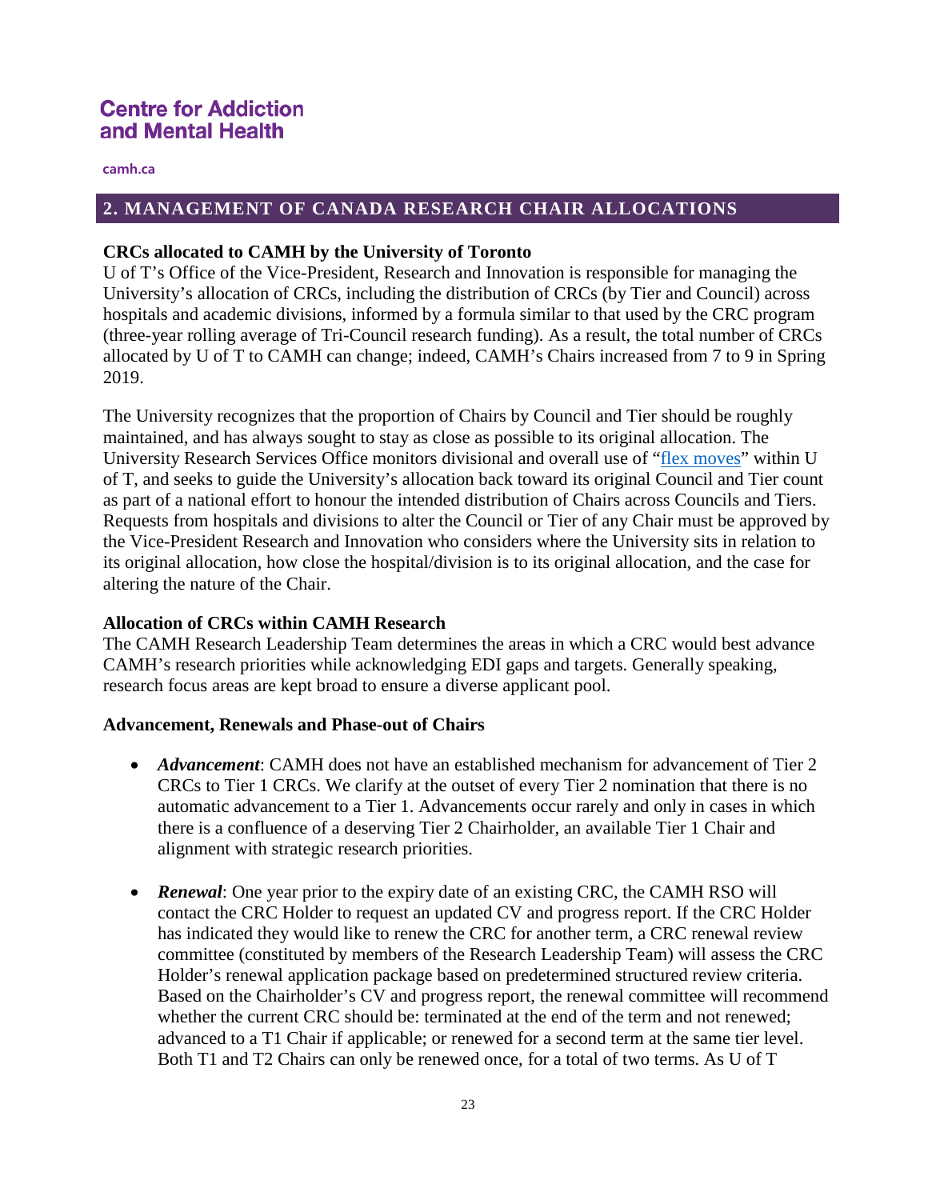## 2. MANAGEMENT OF CANADA RESEARCH CHAIR ALLOCATIONS

**CRCs allocated to CAMH by the University of Toronto**

U of T's Office of the Vice-President, Research and Innovation is responsible for managing the University's allocation of CRCs, including the distribution of CRCs (by Tier and Council) across hospitals and academic divisions, informed by a formula similar to that used by the CRC program (three-year rolling average of Tri-Council research funding). As a result, the total number of CRCs allocated by U of T to CAMH can change; indeed, CAMH's Chairs increased from 7 to 9 in Spring 2019.

The University recognizes that the proportion of Chairs by Council and Tier should be roughly maintained, and has always sought to stay as close as possible to its original allocation. The University Research Services Office monitors divisional and overall use of "flex moves" within U of T, and seeks to guide the University's allocation back toward its original Council and Tier count as part of a national effort to honour the intended distribution of Chairs across Councils and Tiers. Requests from hospitals and divisions to alter the Council or Tier of any Chair must be approved by the Vice-President Research and Innovation who considers where the University sits in relation to its original allocation, how close the hospital/division is to its original allocation, and the case for altering the nature of the Chair.

**Allocation of CRCs within CAMH Research**

The CAMH Research Leadership Team determines the areas in which a CRC would best advance CAMH's research priorities while acknowledging EDI gaps and targets. Generally speaking, research focus areas are kept broad to ensure a diverse applicant pool.

**Advancement, Renewals and Phase-out of Chairs**

- ***Advancement***: CAMH does not have an established mechanism for advancement of Tier 2 CRCs to Tier 1 CRCs. We clarify at the outset of every Tier 2 nomination that there is no automatic advancement to a Tier 1. Advancements occur rarely and only in cases in which there is a confluence of a deserving Tier 2 Chairholder, an available Tier 1 Chair and alignment with strategic research priorities.

- ***Renewal***: One year prior to the expiry date of an existing CRC, the CAMH RSO will contact the CRC Holder to request an updated CV and progress report. If the CRC Holder has indicated they would like to renew the CRC for another term, a CRC renewal review committee (constituted by members of the Research Leadership Team) will assess the CRC Holder's renewal application package based on predetermined structured review criteria. Based on the Chairholder's CV and progress report, the renewal committee will recommend whether the current CRC should be: terminated at the end of the term and not renewed; advanced to a T1 Chair if applicable; or renewed for a second term at the same tier level. Both T1 and T2 Chairs can only be renewed once, for a total of two terms. As U of T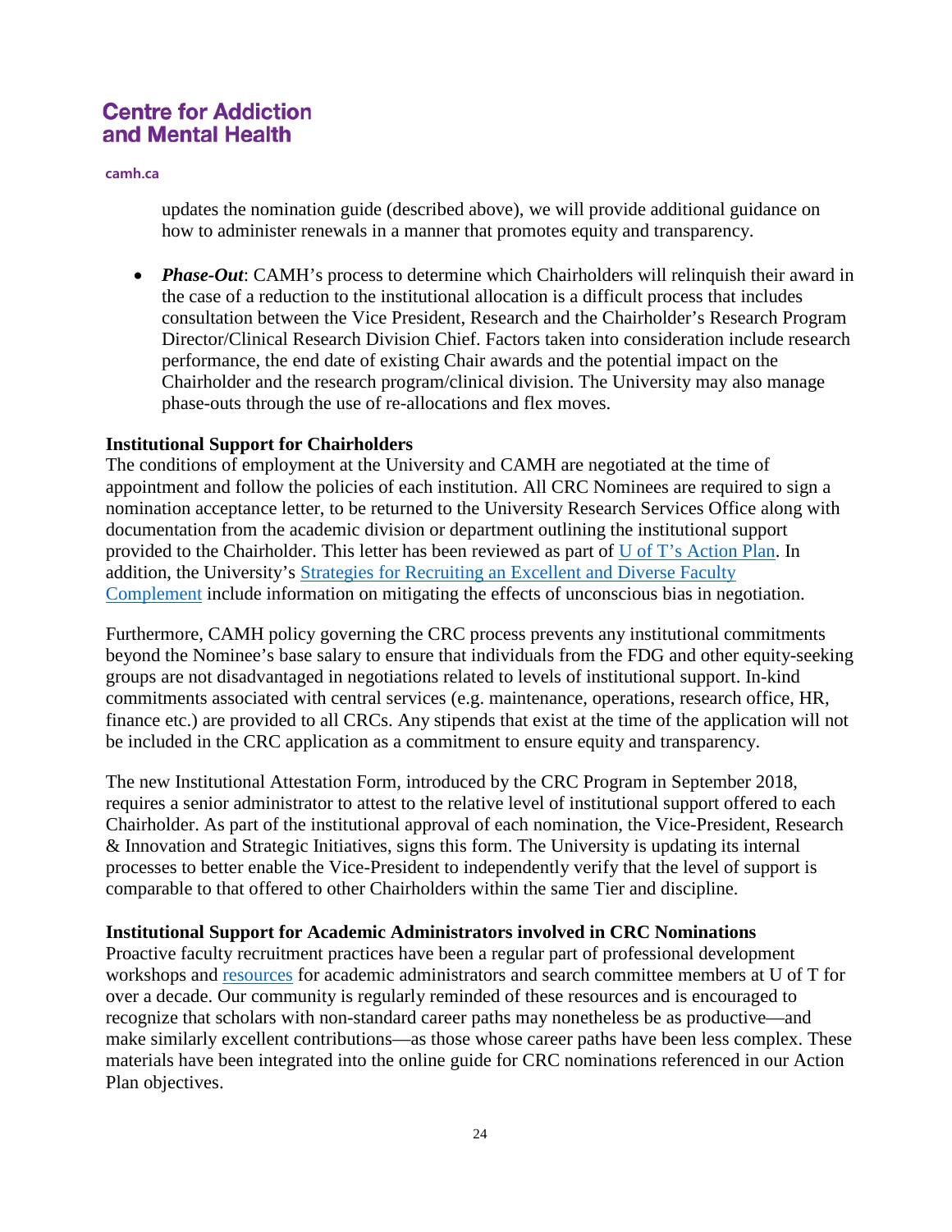updates the nomination guide (described above), we will provide additional guidance on how to administer renewals in a manner that promotes equity and transparency.

- ***Phase-Out***: CAMH's process to determine which Chairholders will relinquish their award in the case of a reduction to the institutional allocation is a difficult process that includes consultation between the Vice President, Research and the Chairholder's Research Program Director/Clinical Research Division Chief. Factors taken into consideration include research performance, the end date of existing Chair awards and the potential impact on the Chairholder and the research program/clinical division. The University may also manage phase-outs through the use of re-allocations and flex moves.

**Institutional Support for Chairholders**

The conditions of employment at the University and CAMH are negotiated at the time of appointment and follow the policies of each institution. All CRC Nominees are required to sign a nomination acceptance letter, to be returned to the University Research Services Office along with documentation from the academic division or department outlining the institutional support provided to the Chairholder. This letter has been reviewed as part of U of T's Action Plan. In addition, the University's Strategies for Recruiting an Excellent and Diverse Faculty Complement include information on mitigating the effects of unconscious bias in negotiation.

Furthermore, CAMH policy governing the CRC process prevents any institutional commitments beyond the Nominee's base salary to ensure that individuals from the FDG and other equity-seeking groups are not disadvantaged in negotiations related to levels of institutional support. In-kind commitments associated with central services (e.g. maintenance, operations, research office, HR, finance etc.) are provided to all CRCs. Any stipends that exist at the time of the application will not be included in the CRC application as a commitment to ensure equity and transparency.

The new Institutional Attestation Form, introduced by the CRC Program in September 2018, requires a senior administrator to attest to the relative level of institutional support offered to each Chairholder. As part of the institutional approval of each nomination, the Vice-President, Research & Innovation and Strategic Initiatives, signs this form. The University is updating its internal processes to better enable the Vice-President to independently verify that the level of support is comparable to that offered to other Chairholders within the same Tier and discipline.

**Institutional Support for Academic Administrators involved in CRC Nominations**

Proactive faculty recruitment practices have been a regular part of professional development workshops and resources for academic administrators and search committee members at U of T for over a decade. Our community is regularly reminded of these resources and is encouraged to recognize that scholars with non-standard career paths may nonetheless be as productive—and make similarly excellent contributions—as those whose career paths have been less complex. These materials have been integrated into the online guide for CRC nominations referenced in our Action Plan objectives.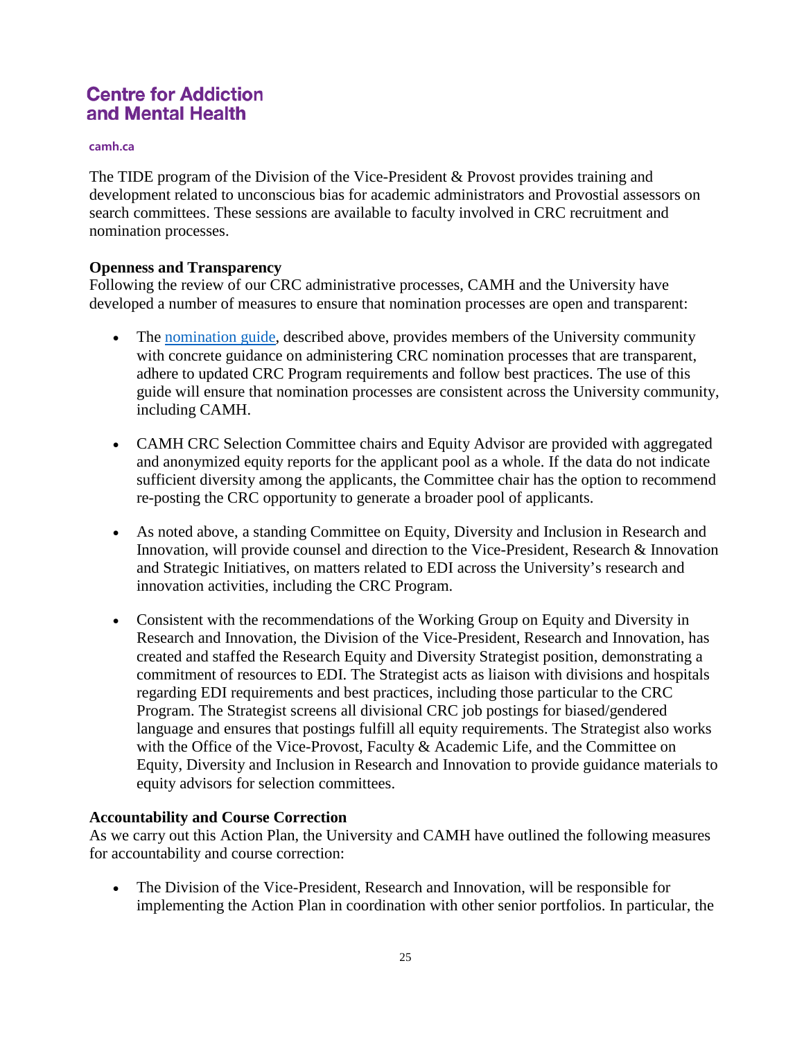The TIDE program of the Division of the Vice-President & Provost provides training and development related to unconscious bias for academic administrators and Provostial assessors on search committees. These sessions are available to faculty involved in CRC recruitment and nomination processes.

**Openness and Transparency**

Following the review of our CRC administrative processes, CAMH and the University have developed a number of measures to ensure that nomination processes are open and transparent:

- The nomination guide, described above, provides members of the University community with concrete guidance on administering CRC nomination processes that are transparent, adhere to updated CRC Program requirements and follow best practices. The use of this guide will ensure that nomination processes are consistent across the University community, including CAMH.
- CAMH CRC Selection Committee chairs and Equity Advisor are provided with aggregated and anonymized equity reports for the applicant pool as a whole. If the data do not indicate sufficient diversity among the applicants, the Committee chair has the option to recommend re-posting the CRC opportunity to generate a broader pool of applicants.
- As noted above, a standing Committee on Equity, Diversity and Inclusion in Research and Innovation, will provide counsel and direction to the Vice-President, Research & Innovation and Strategic Initiatives, on matters related to EDI across the University's research and innovation activities, including the CRC Program.
- Consistent with the recommendations of the Working Group on Equity and Diversity in Research and Innovation, the Division of the Vice-President, Research and Innovation, has created and staffed the Research Equity and Diversity Strategist position, demonstrating a commitment of resources to EDI. The Strategist acts as liaison with divisions and hospitals regarding EDI requirements and best practices, including those particular to the CRC Program. The Strategist screens all divisional CRC job postings for biased/gendered language and ensures that postings fulfill all equity requirements. The Strategist also works with the Office of the Vice-Provost, Faculty & Academic Life, and the Committee on Equity, Diversity and Inclusion in Research and Innovation to provide guidance materials to equity advisors for selection committees.

**Accountability and Course Correction**

As we carry out this Action Plan, the University and CAMH have outlined the following measures for accountability and course correction:

- The Division of the Vice-President, Research and Innovation, will be responsible for implementing the Action Plan in coordination with other senior portfolios. In particular, the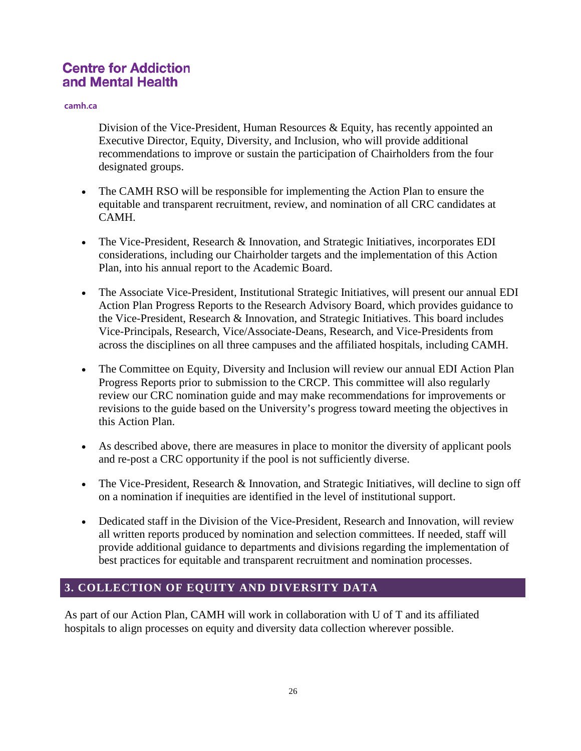Division of the Vice-President, Human Resources & Equity, has recently appointed an Executive Director, Equity, Diversity, and Inclusion, who will provide additional recommendations to improve or sustain the participation of Chairholders from the four designated groups.

- The CAMH RSO will be responsible for implementing the Action Plan to ensure the equitable and transparent recruitment, review, and nomination of all CRC candidates at CAMH.

- The Vice-President, Research & Innovation, and Strategic Initiatives, incorporates EDI considerations, including our Chairholder targets and the implementation of this Action Plan, into his annual report to the Academic Board.

- The Associate Vice-President, Institutional Strategic Initiatives, will present our annual EDI Action Plan Progress Reports to the Research Advisory Board, which provides guidance to the Vice-President, Research & Innovation, and Strategic Initiatives. This board includes Vice-Principals, Research, Vice/Associate-Deans, Research, and Vice-Presidents from across the disciplines on all three campuses and the affiliated hospitals, including CAMH.

- The Committee on Equity, Diversity and Inclusion will review our annual EDI Action Plan Progress Reports prior to submission to the CRCP. This committee will also regularly review our CRC nomination guide and may make recommendations for improvements or revisions to the guide based on the University's progress toward meeting the objectives in this Action Plan.

- As described above, there are measures in place to monitor the diversity of applicant pools and re-post a CRC opportunity if the pool is not sufficiently diverse.

- The Vice-President, Research & Innovation, and Strategic Initiatives, will decline to sign off on a nomination if inequities are identified in the level of institutional support.

- Dedicated staff in the Division of the Vice-President, Research and Innovation, will review all written reports produced by nomination and selection committees. If needed, staff will provide additional guidance to departments and divisions regarding the implementation of best practices for equitable and transparent recruitment and nomination processes.

## 3. COLLECTION OF EQUITY AND DIVERSITY DATA

As part of our Action Plan, CAMH will work in collaboration with U of T and its affiliated hospitals to align processes on equity and diversity data collection wherever possible.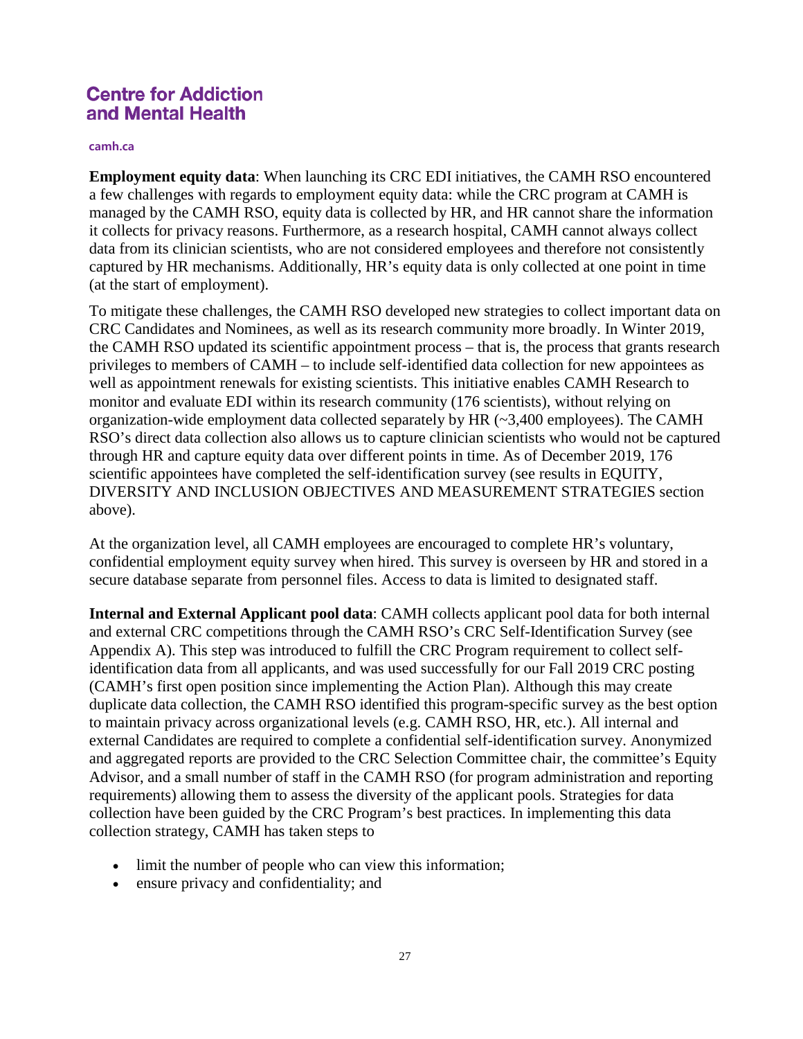**Employment equity data**: When launching its CRC EDI initiatives, the CAMH RSO encountered a few challenges with regards to employment equity data: while the CRC program at CAMH is managed by the CAMH RSO, equity data is collected by HR, and HR cannot share the information it collects for privacy reasons. Furthermore, as a research hospital, CAMH cannot always collect data from its clinician scientists, who are not considered employees and therefore not consistently captured by HR mechanisms. Additionally, HR's equity data is only collected at one point in time (at the start of employment).

To mitigate these challenges, the CAMH RSO developed new strategies to collect important data on CRC Candidates and Nominees, as well as its research community more broadly. In Winter 2019, the CAMH RSO updated its scientific appointment process – that is, the process that grants research privileges to members of CAMH – to include self-identified data collection for new appointees as well as appointment renewals for existing scientists. This initiative enables CAMH Research to monitor and evaluate EDI within its research community (176 scientists), without relying on organization-wide employment data collected separately by HR (~3,400 employees). The CAMH RSO's direct data collection also allows us to capture clinician scientists who would not be captured through HR and capture equity data over different points in time. As of December 2019, 176 scientific appointees have completed the self-identification survey (see results in EQUITY, DIVERSITY AND INCLUSION OBJECTIVES AND MEASUREMENT STRATEGIES section above).

At the organization level, all CAMH employees are encouraged to complete HR's voluntary, confidential employment equity survey when hired. This survey is overseen by HR and stored in a secure database separate from personnel files. Access to data is limited to designated staff.

**Internal and External Applicant pool data**: CAMH collects applicant pool data for both internal and external CRC competitions through the CAMH RSO's CRC Self-Identification Survey (see Appendix A). This step was introduced to fulfill the CRC Program requirement to collect self-identification data from all applicants, and was used successfully for our Fall 2019 CRC posting (CAMH's first open position since implementing the Action Plan). Although this may create duplicate data collection, the CAMH RSO identified this program-specific survey as the best option to maintain privacy across organizational levels (e.g. CAMH RSO, HR, etc.). All internal and external Candidates are required to complete a confidential self-identification survey. Anonymized and aggregated reports are provided to the CRC Selection Committee chair, the committee's Equity Advisor, and a small number of staff in the CAMH RSO (for program administration and reporting requirements) allowing them to assess the diversity of the applicant pools. Strategies for data collection have been guided by the CRC Program's best practices. In implementing this data collection strategy, CAMH has taken steps to

- limit the number of people who can view this information;
- ensure privacy and confidentiality; and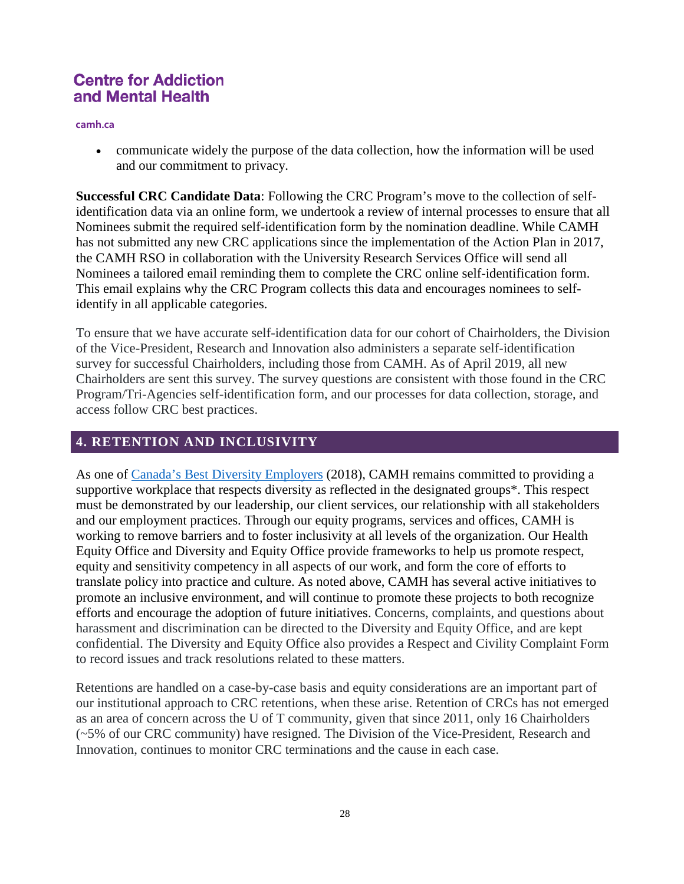- communicate widely the purpose of the data collection, how the information will be used and our commitment to privacy.

**Successful CRC Candidate Data**: Following the CRC Program's move to the collection of self-identification data via an online form, we undertook a review of internal processes to ensure that all Nominees submit the required self-identification form by the nomination deadline. While CAMH has not submitted any new CRC applications since the implementation of the Action Plan in 2017, the CAMH RSO in collaboration with the University Research Services Office will send all Nominees a tailored email reminding them to complete the CRC online self-identification form. This email explains why the CRC Program collects this data and encourages nominees to self-identify in all applicable categories.

To ensure that we have accurate self-identification data for our cohort of Chairholders, the Division of the Vice-President, Research and Innovation also administers a separate self-identification survey for successful Chairholders, including those from CAMH. As of April 2019, all new Chairholders are sent this survey. The survey questions are consistent with those found in the CRC Program/Tri-Agencies self-identification form, and our processes for data collection, storage, and access follow CRC best practices.

## 4. RETENTION AND INCLUSIVITY

As one of Canada's Best Diversity Employers (2018), CAMH remains committed to providing a supportive workplace that respects diversity as reflected in the designated groups*. This respect must be demonstrated by our leadership, our client services, our relationship with all stakeholders and our employment practices. Through our equity programs, services and offices, CAMH is working to remove barriers and to foster inclusivity at all levels of the organization. Our Health Equity Office and Diversity and Equity Office provide frameworks to help us promote respect, equity and sensitivity competency in all aspects of our work, and form the core of efforts to translate policy into practice and culture. As noted above, CAMH has several active initiatives to promote an inclusive environment, and will continue to promote these projects to both recognize efforts and encourage the adoption of future initiatives. Concerns, complaints, and questions about harassment and discrimination can be directed to the Diversity and Equity Office, and are kept confidential. The Diversity and Equity Office also provides a Respect and Civility Complaint Form to record issues and track resolutions related to these matters.

Retentions are handled on a case-by-case basis and equity considerations are an important part of our institutional approach to CRC retentions, when these arise. Retention of CRCs has not emerged as an area of concern across the U of T community, given that since 2011, only 16 Chairholders (~5% of our CRC community) have resigned. The Division of the Vice-President, Research and Innovation, continues to monitor CRC terminations and the cause in each case.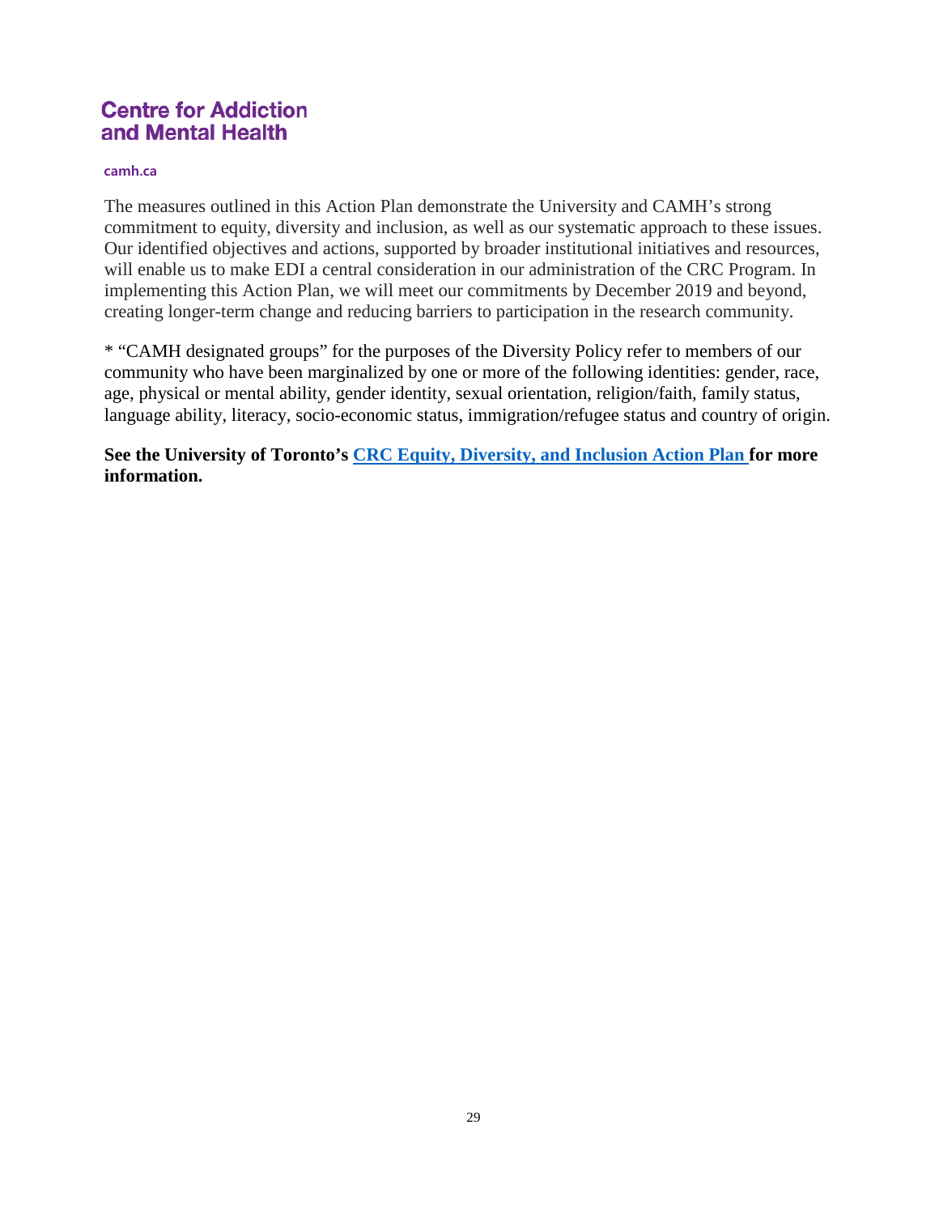The measures outlined in this Action Plan demonstrate the University and CAMH's strong commitment to equity, diversity and inclusion, as well as our systematic approach to these issues. Our identified objectives and actions, supported by broader institutional initiatives and resources, will enable us to make EDI a central consideration in our administration of the CRC Program. In implementing this Action Plan, we will meet our commitments by December 2019 and beyond, creating longer-term change and reducing barriers to participation in the research community.

* "CAMH designated groups" for the purposes of the Diversity Policy refer to members of our community who have been marginalized by one or more of the following identities: gender, race, age, physical or mental ability, gender identity, sexual orientation, religion/faith, family status, language ability, literacy, socio-economic status, immigration/refugee status and country of origin.

**See the University of Toronto's CRC Equity, Diversity, and Inclusion Action Plan for more information.**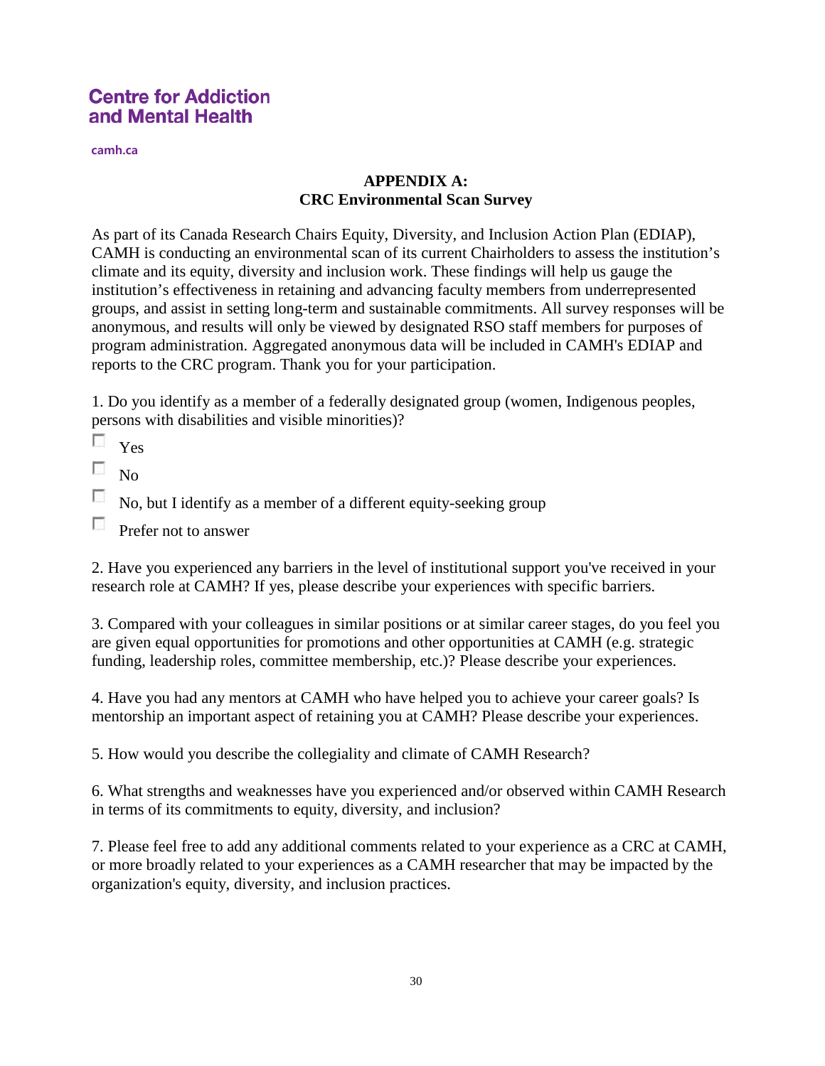**Centre for Addiction and Mental Health**

camh.ca

## APPENDIX A: CRC Environmental Scan Survey

As part of its Canada Research Chairs Equity, Diversity, and Inclusion Action Plan (EDIAP), CAMH is conducting an environmental scan of its current Chairholders to assess the institution's climate and its equity, diversity and inclusion work. These findings will help us gauge the institution's effectiveness in retaining and advancing faculty members from underrepresented groups, and assist in setting long-term and sustainable commitments. All survey responses will be anonymous, and results will only be viewed by designated RSO staff members for purposes of program administration. Aggregated anonymous data will be included in CAMH's EDIAP and reports to the CRC program. Thank you for your participation.

1. Do you identify as a member of a federally designated group (women, Indigenous peoples, persons with disabilities and visible minorities)?

- ☐ Yes
- ☐ No
- ☐ No, but I identify as a member of a different equity-seeking group
- ☐ Prefer not to answer

2. Have you experienced any barriers in the level of institutional support you've received in your research role at CAMH? If yes, please describe your experiences with specific barriers.

3. Compared with your colleagues in similar positions or at similar career stages, do you feel you are given equal opportunities for promotions and other opportunities at CAMH (e.g. strategic funding, leadership roles, committee membership, etc.)? Please describe your experiences.

4. Have you had any mentors at CAMH who have helped you to achieve your career goals? Is mentorship an important aspect of retaining you at CAMH? Please describe your experiences.

5. How would you describe the collegiality and climate of CAMH Research?

6. What strengths and weaknesses have you experienced and/or observed within CAMH Research in terms of its commitments to equity, diversity, and inclusion?

7. Please feel free to add any additional comments related to your experience as a CRC at CAMH, or more broadly related to your experiences as a CAMH researcher that may be impacted by the organization's equity, diversity, and inclusion practices.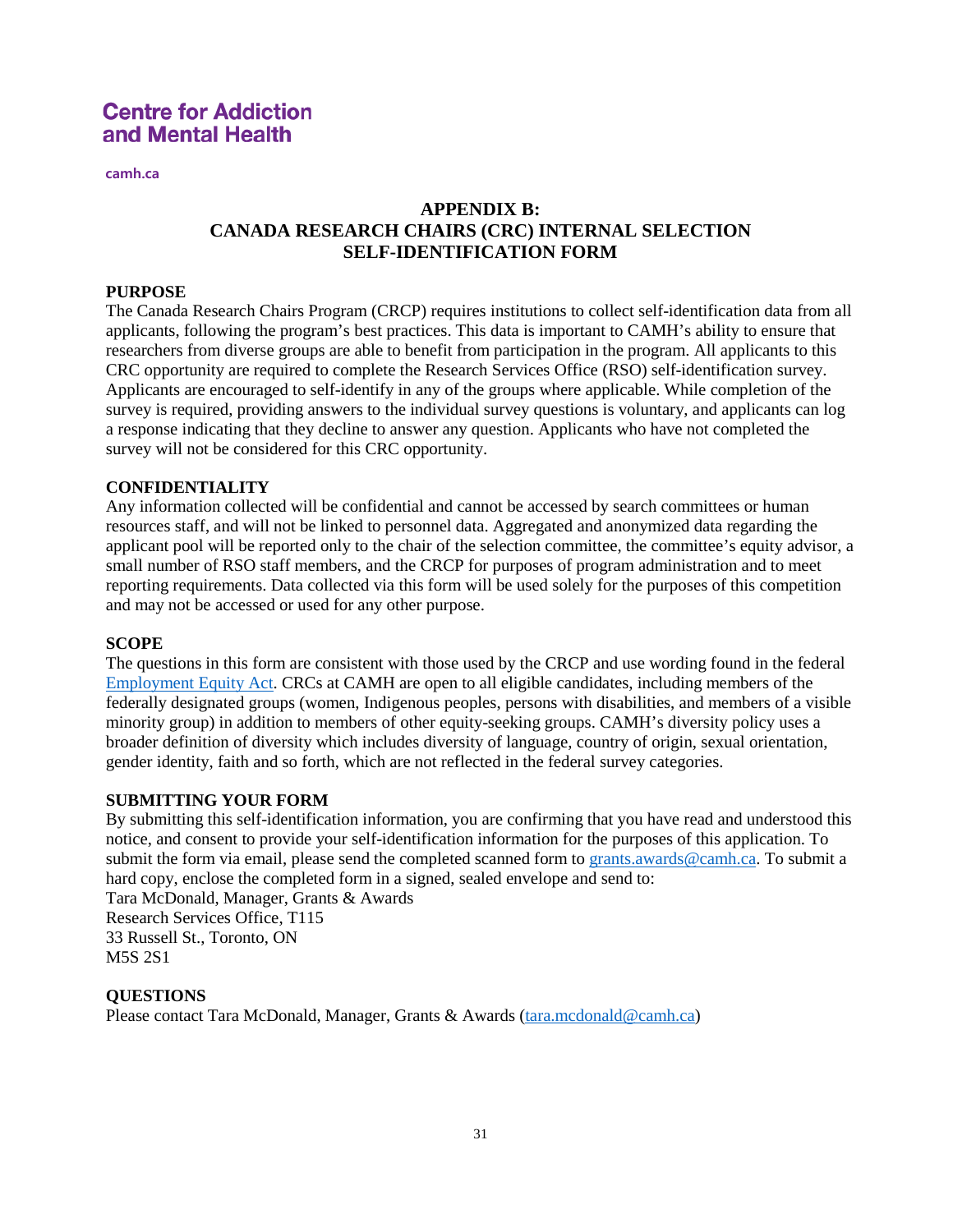Centre for Addiction
and Mental Health

camh.ca

# APPENDIX B:
# CANADA RESEARCH CHAIRS (CRC) INTERNAL SELECTION SELF-IDENTIFICATION FORM

**PURPOSE**

The Canada Research Chairs Program (CRCP) requires institutions to collect self-identification data from all applicants, following the program's best practices. This data is important to CAMH's ability to ensure that researchers from diverse groups are able to benefit from participation in the program. All applicants to this CRC opportunity are required to complete the Research Services Office (RSO) self-identification survey. Applicants are encouraged to self-identify in any of the groups where applicable. While completion of the survey is required, providing answers to the individual survey questions is voluntary, and applicants can log a response indicating that they decline to answer any question. Applicants who have not completed the survey will not be considered for this CRC opportunity.

**CONFIDENTIALITY**

Any information collected will be confidential and cannot be accessed by search committees or human resources staff, and will not be linked to personnel data. Aggregated and anonymized data regarding the applicant pool will be reported only to the chair of the selection committee, the committee's equity advisor, a small number of RSO staff members, and the CRCP for purposes of program administration and to meet reporting requirements. Data collected via this form will be used solely for the purposes of this competition and may not be accessed or used for any other purpose.

**SCOPE**

The questions in this form are consistent with those used by the CRCP and use wording found in the federal Employment Equity Act. CRCs at CAMH are open to all eligible candidates, including members of the federally designated groups (women, Indigenous peoples, persons with disabilities, and members of a visible minority group) in addition to members of other equity-seeking groups. CAMH's diversity policy uses a broader definition of diversity which includes diversity of language, country of origin, sexual orientation, gender identity, faith and so forth, which are not reflected in the federal survey categories.

**SUBMITTING YOUR FORM**

By submitting this self-identification information, you are confirming that you have read and understood this notice, and consent to provide your self-identification information for the purposes of this application. To submit the form via email, please send the completed scanned form to grants.awards@camh.ca. To submit a hard copy, enclose the completed form in a signed, sealed envelope and send to:
Tara McDonald, Manager, Grants & Awards
Research Services Office, T115
33 Russell St., Toronto, ON
M5S 2S1

**QUESTIONS**

Please contact Tara McDonald, Manager, Grants & Awards (tara.mcdonald@camh.ca)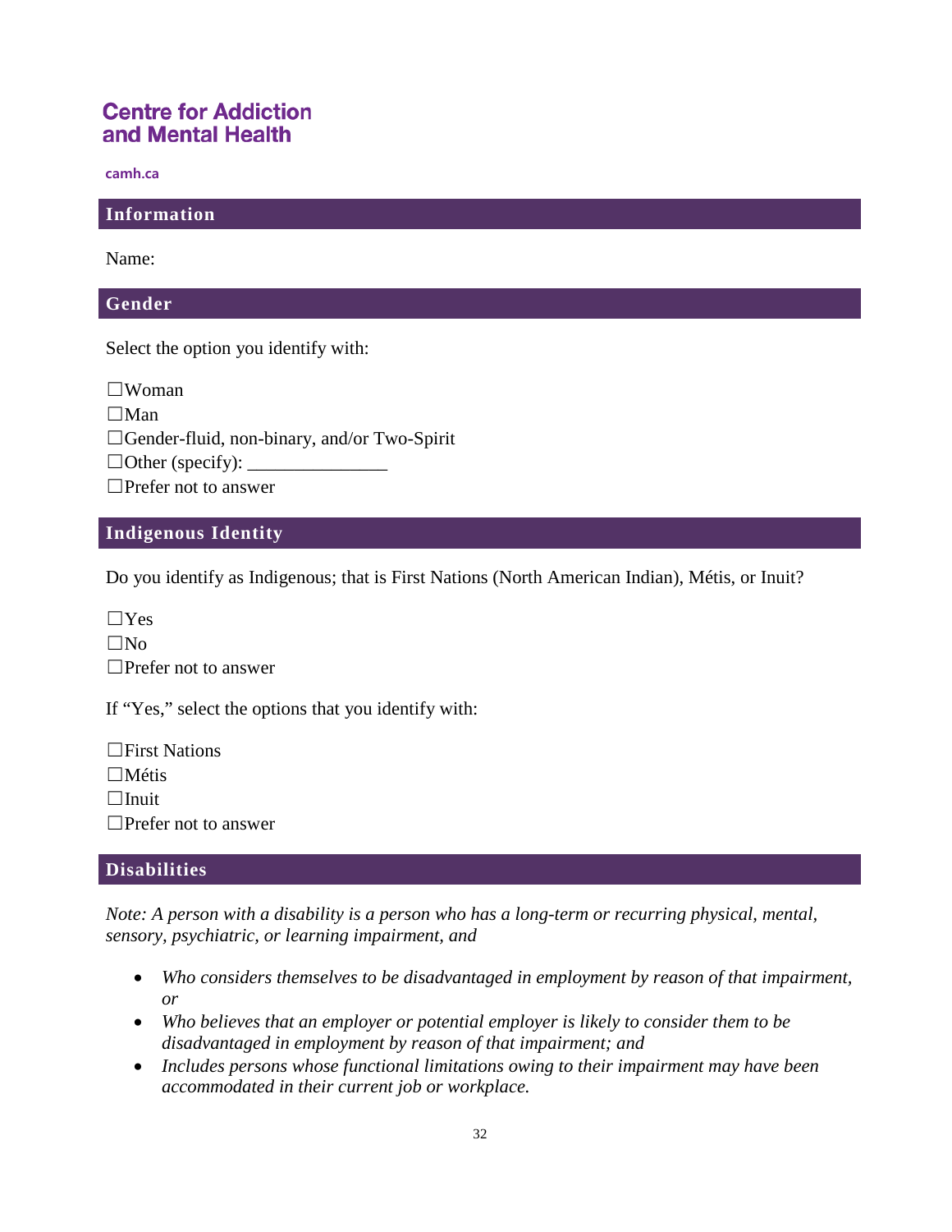**Centre for Addiction and Mental Health**

camh.ca

## Information

Name:

## Gender

Select the option you identify with:

☐Woman
☐Man
☐Gender-fluid, non-binary, and/or Two-Spirit
☐Other (specify): _______________
☐Prefer not to answer

## Indigenous Identity

Do you identify as Indigenous; that is First Nations (North American Indian), Métis, or Inuit?

☐Yes
☐No
☐Prefer not to answer

If "Yes," select the options that you identify with:

☐First Nations
☐Métis
☐Inuit
☐Prefer not to answer

## Disabilities

*Note: A person with a disability is a person who has a long-term or recurring physical, mental, sensory, psychiatric, or learning impairment, and*

- *Who considers themselves to be disadvantaged in employment by reason of that impairment, or*
- *Who believes that an employer or potential employer is likely to consider them to be disadvantaged in employment by reason of that impairment; and*
- *Includes persons whose functional limitations owing to their impairment may have been accommodated in their current job or workplace.*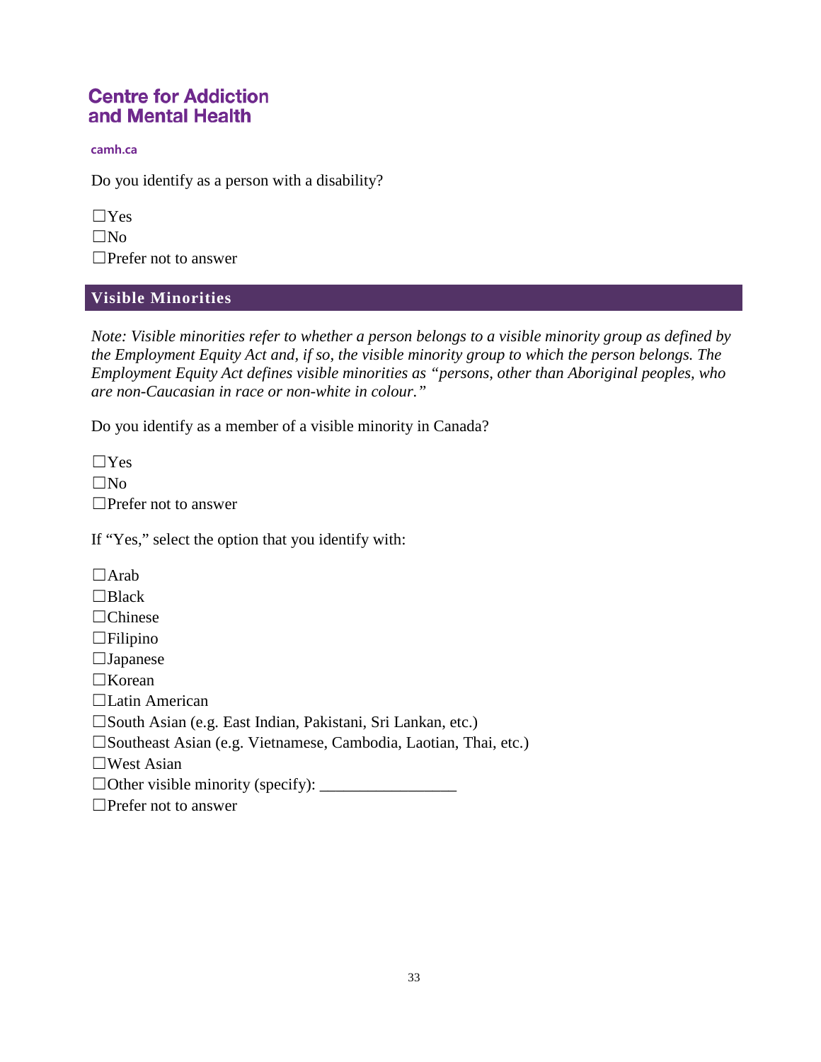**Centre for Addiction and Mental Health**

camh.ca

Do you identify as a person with a disability?

☐Yes
☐No
☐Prefer not to answer

## Visible Minorities

*Note: Visible minorities refer to whether a person belongs to a visible minority group as defined by the Employment Equity Act and, if so, the visible minority group to which the person belongs. The Employment Equity Act defines visible minorities as "persons, other than Aboriginal peoples, who are non-Caucasian in race or non-white in colour."*

Do you identify as a member of a visible minority in Canada?

☐Yes
☐No
☐Prefer not to answer

If "Yes," select the option that you identify with:

☐Arab
☐Black
☐Chinese
☐Filipino
☐Japanese
☐Korean
☐Latin American
☐South Asian (e.g. East Indian, Pakistani, Sri Lankan, etc.)
☐Southeast Asian (e.g. Vietnamese, Cambodia, Laotian, Thai, etc.)
☐West Asian
☐Other visible minority (specify): _________________
☐Prefer not to answer